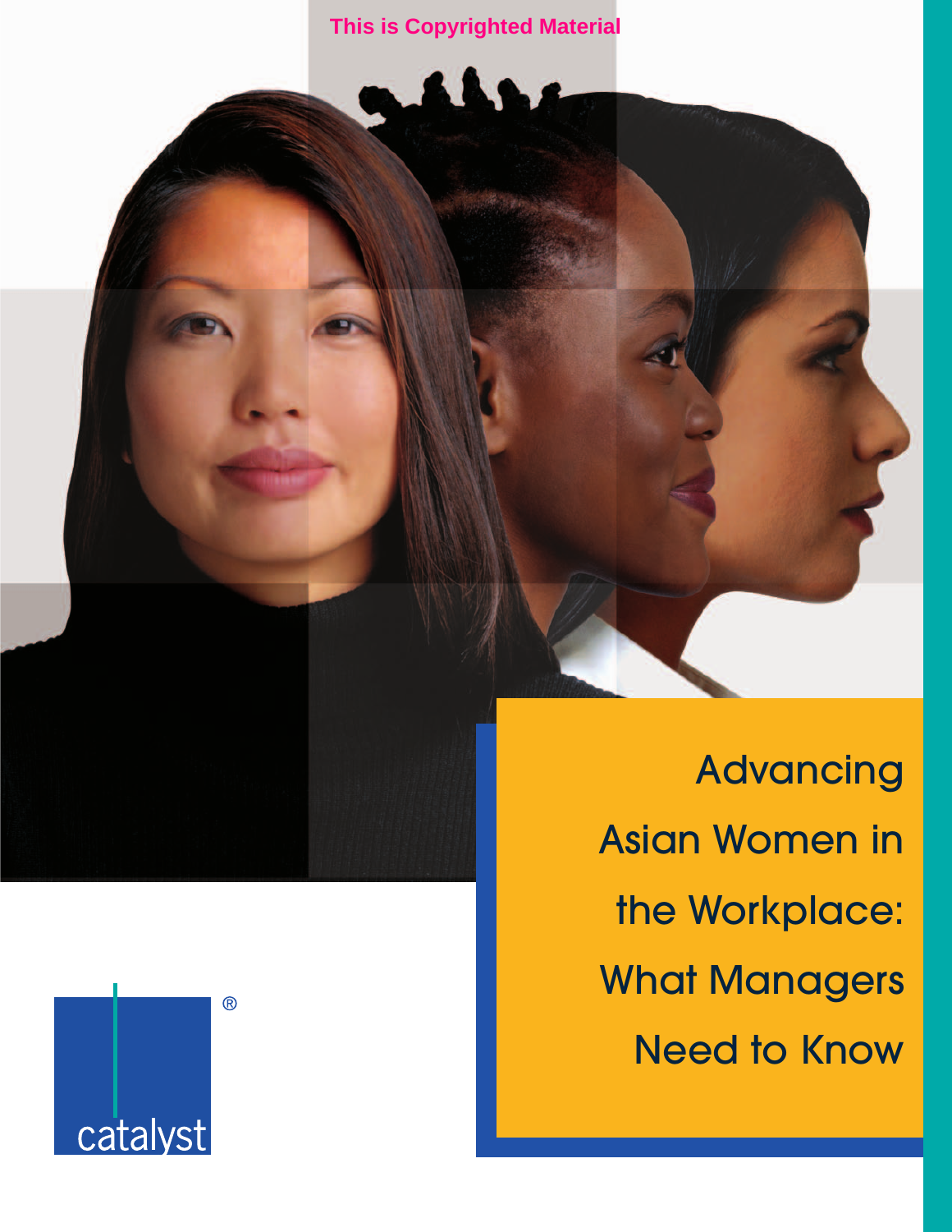This is Copyrighted Material

# Advancing Asian Women in the Workplace: What Managers Need to Know

catalyst®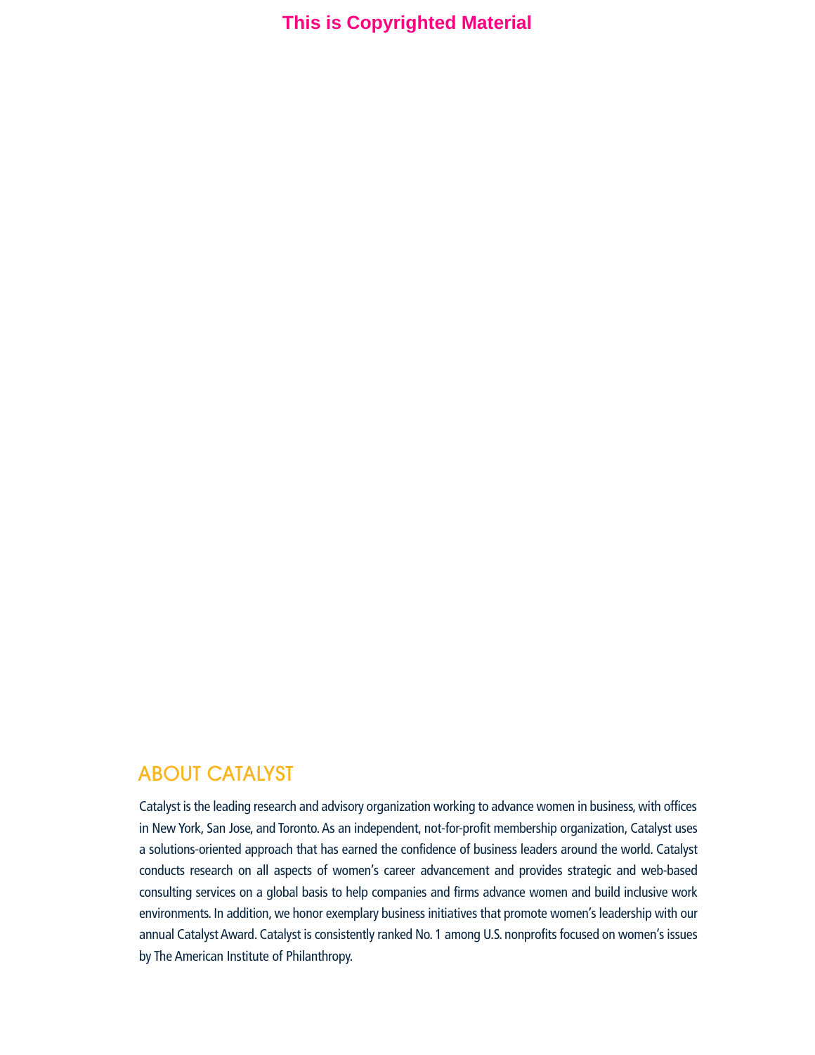This is Copyrighted Material

## ABOUT CATALYST

Catalyst is the leading research and advisory organization working to advance women in business, with offices in New York, San Jose, and Toronto. As an independent, not-for-profit membership organization, Catalyst uses a solutions-oriented approach that has earned the confidence of business leaders around the world. Catalyst conducts research on all aspects of women's career advancement and provides strategic and web-based consulting services on a global basis to help companies and firms advance women and build inclusive work environments. In addition, we honor exemplary business initiatives that promote women's leadership with our annual Catalyst Award. Catalyst is consistently ranked No. 1 among U.S. nonprofits focused on women's issues by The American Institute of Philanthropy.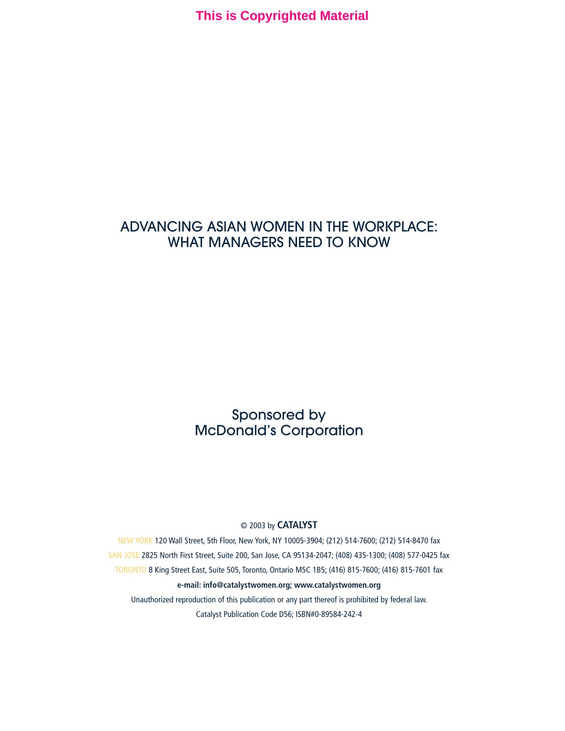This is Copyrighted Material

# ADVANCING ASIAN WOMEN IN THE WORKPLACE: WHAT MANAGERS NEED TO KNOW

Sponsored by
McDonald's Corporation

© 2003 by **CATALYST**

NEW YORK 120 Wall Street, 5th Floor, New York, NY 10005-3904; (212) 514-7600; (212) 514-8470 fax

SAN JOSE 2825 North First Street, Suite 200, San Jose, CA 95134-2047; (408) 435-1300; (408) 577-0425 fax

TORONTO 8 King Street East, Suite 505, Toronto, Ontario M5C 1B5; (416) 815-7600; (416) 815-7601 fax

**e-mail: info@catalystwomen.org; www.catalystwomen.org**

Unauthorized reproduction of this publication or any part thereof is prohibited by federal law.

Catalyst Publication Code D56; ISBN#0-89584-242-4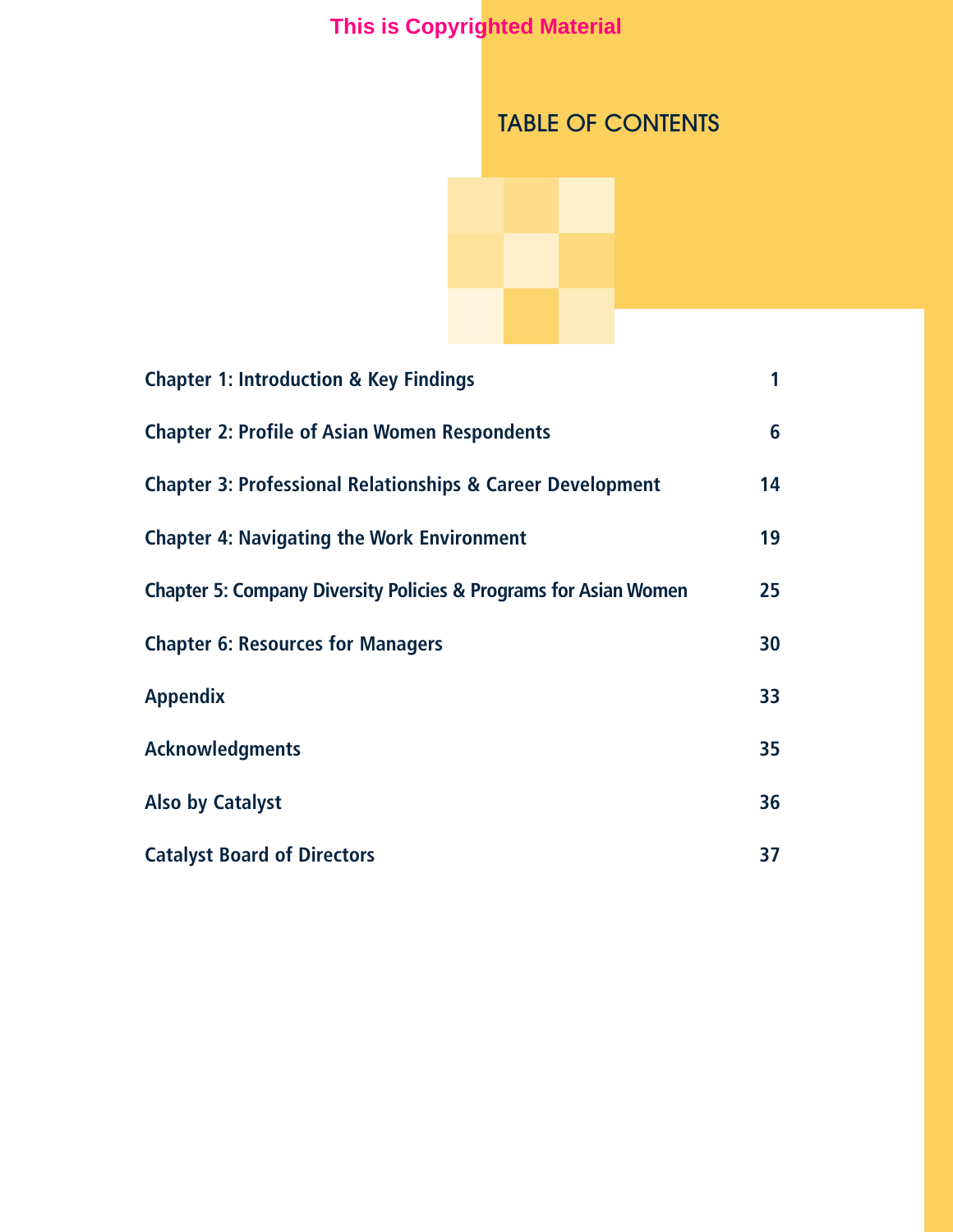This is Copyrighted Material

# TABLE OF CONTENTS

| | |
|---|---|
| Chapter 1: Introduction & Key Findings | 1 |
| Chapter 2: Profile of Asian Women Respondents | 6 |
| Chapter 3: Professional Relationships & Career Development | 14 |
| Chapter 4: Navigating the Work Environment | 19 |
| Chapter 5: Company Diversity Policies & Programs for Asian Women | 25 |
| Chapter 6: Resources for Managers | 30 |
| Appendix | 33 |
| Acknowledgments | 35 |
| Also by Catalyst | 36 |
| Catalyst Board of Directors | 37 |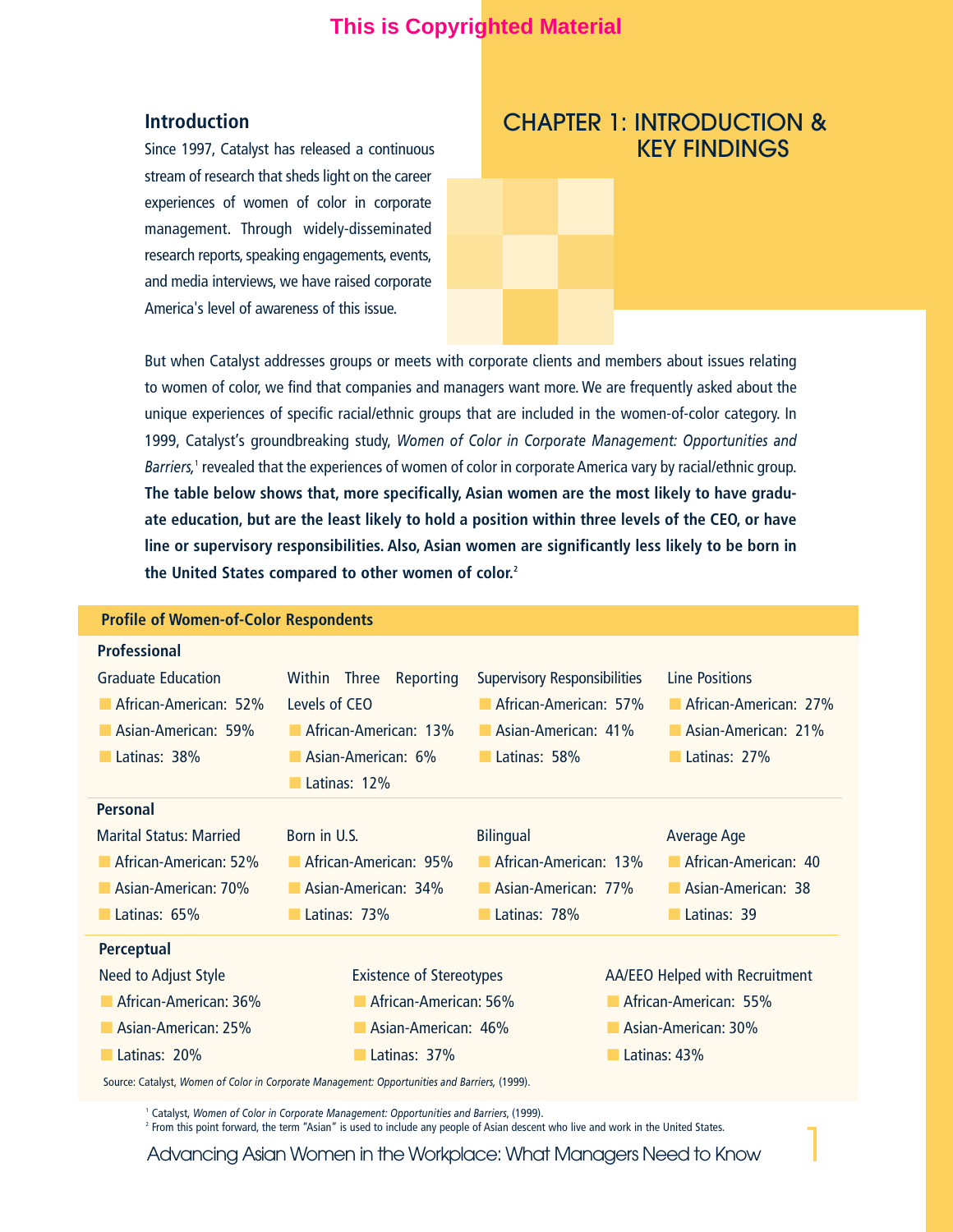# CHAPTER 1: INTRODUCTION & KEY FINDINGS

## Introduction

Since 1997, Catalyst has released a continuous stream of research that sheds light on the career experiences of women of color in corporate management. Through widely-disseminated research reports, speaking engagements, events, and media interviews, we have raised corporate America's level of awareness of this issue.

But when Catalyst addresses groups or meets with corporate clients and members about issues relating to women of color, we find that companies and managers want more. We are frequently asked about the unique experiences of specific racial/ethnic groups that are included in the women-of-color category. In 1999, Catalyst's groundbreaking study, *Women of Color in Corporate Management: Opportunities and Barriers,*[1] revealed that the experiences of women of color in corporate America vary by racial/ethnic group. **The table below shows that, more specifically, Asian women are the most likely to have graduate education, but are the least likely to hold a position within three levels of the CEO, or have line or supervisory responsibilities. Also, Asian women are significantly less likely to be born in the United States compared to other women of color.**[2]

**Profile of Women-of-Color Respondents**

**Professional**

| | Graduate Education | Within Three Reporting Levels of CEO | Supervisory Responsibilities | Line Positions |
|---|---|---|---|---|
| African-American | 52% | 13% | 57% | 27% |
| Asian-American | 59% | 6% | 41% | 21% |
| Latinas | 38% | 12% | 58% | 27% |

**Personal**

| | Marital Status: Married | Born in U.S. | Bilingual | Average Age |
|---|---|---|---|---|
| African-American | 52% | 95% | 13% | 40 |
| Asian-American | 70% | 34% | 77% | 38 |
| Latinas | 65% | 73% | 78% | 39 |

**Perceptual**

| | Need to Adjust Style | Existence of Stereotypes | AA/EEO Helped with Recruitment |
|---|---|---|---|
| African-American | 36% | 56% | 55% |
| Asian-American | 25% | 46% | 30% |
| Latinas | 20% | 37% | 43% |

Source: Catalyst, *Women of Color in Corporate Management: Opportunities and Barriers,* (1999).

[1] Catalyst, *Women of Color in Corporate Management: Opportunities and Barriers,* (1999).

[2] From this point forward, the term "Asian" is used to include any people of Asian descent who live and work in the United States.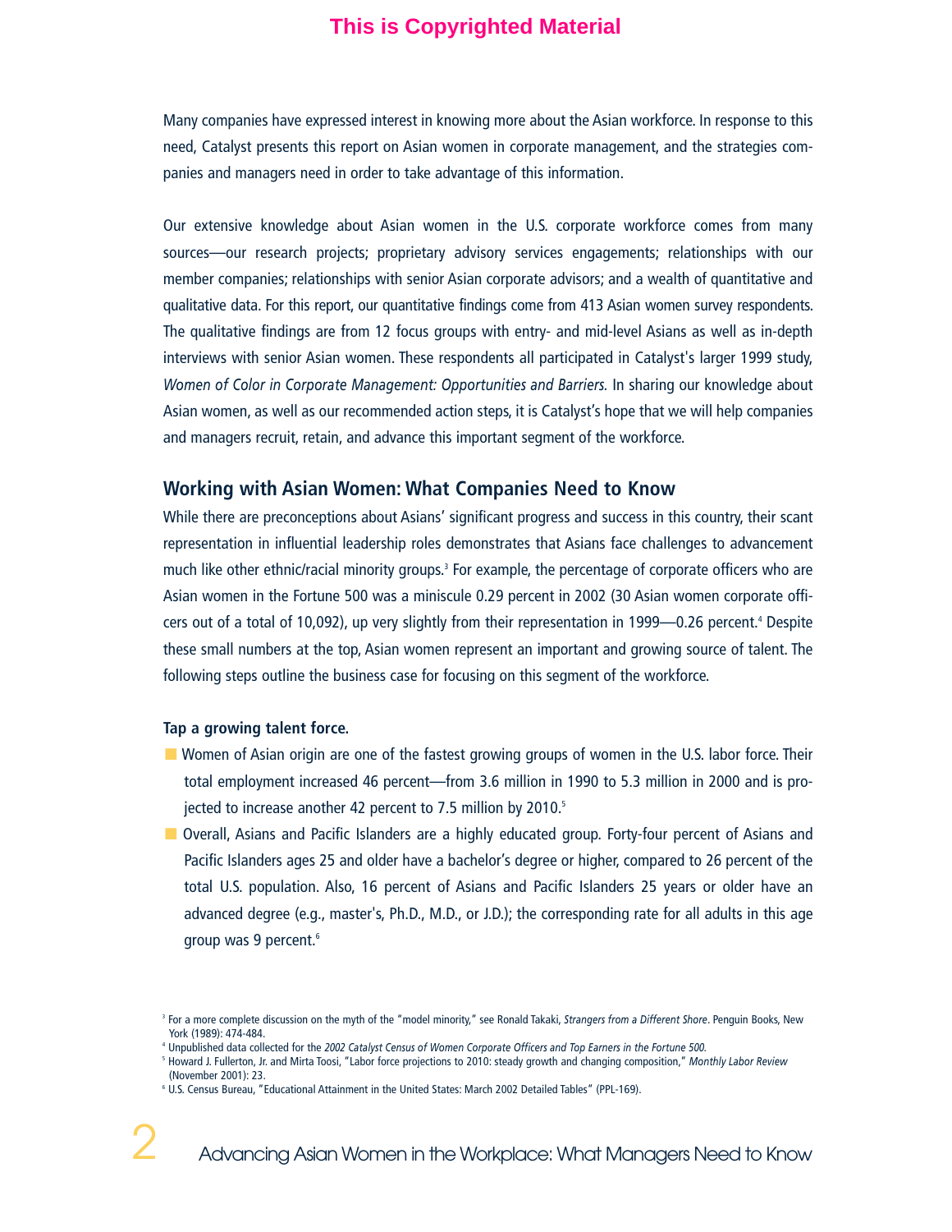Many companies have expressed interest in knowing more about the Asian workforce. In response to this need, Catalyst presents this report on Asian women in corporate management, and the strategies companies and managers need in order to take advantage of this information.

Our extensive knowledge about Asian women in the U.S. corporate workforce comes from many sources—our research projects; proprietary advisory services engagements; relationships with our member companies; relationships with senior Asian corporate advisors; and a wealth of quantitative and qualitative data. For this report, our quantitative findings come from 413 Asian women survey respondents. The qualitative findings are from 12 focus groups with entry- and mid-level Asians as well as in-depth interviews with senior Asian women. These respondents all participated in Catalyst's larger 1999 study, *Women of Color in Corporate Management: Opportunities and Barriers.* In sharing our knowledge about Asian women, as well as our recommended action steps, it is Catalyst's hope that we will help companies and managers recruit, retain, and advance this important segment of the workforce.

## Working with Asian Women: What Companies Need to Know

While there are preconceptions about Asians' significant progress and success in this country, their scant representation in influential leadership roles demonstrates that Asians face challenges to advancement much like other ethnic/racial minority groups.[3] For example, the percentage of corporate officers who are Asian women in the Fortune 500 was a miniscule 0.29 percent in 2002 (30 Asian women corporate officers out of a total of 10,092), up very slightly from their representation in 1999—0.26 percent.[4] Despite these small numbers at the top, Asian women represent an important and growing source of talent. The following steps outline the business case for focusing on this segment of the workforce.

**Tap a growing talent force.**

- Women of Asian origin are one of the fastest growing groups of women in the U.S. labor force. Their total employment increased 46 percent—from 3.6 million in 1990 to 5.3 million in 2000 and is projected to increase another 42 percent to 7.5 million by 2010.[5]
- Overall, Asians and Pacific Islanders are a highly educated group. Forty-four percent of Asians and Pacific Islanders ages 25 and older have a bachelor's degree or higher, compared to 26 percent of the total U.S. population. Also, 16 percent of Asians and Pacific Islanders 25 years or older have an advanced degree (e.g., master's, Ph.D., M.D., or J.D.); the corresponding rate for all adults in this age group was 9 percent.[6]

[3] For a more complete discussion on the myth of the "model minority," see Ronald Takaki, *Strangers from a Different Shore*. Penguin Books, New York (1989): 474-484.

[4] Unpublished data collected for the *2002 Catalyst Census of Women Corporate Officers and Top Earners in the Fortune 500.*

[5] Howard J. Fullerton, Jr. and Mirta Toosi, "Labor force projections to 2010: steady growth and changing composition," *Monthly Labor Review* (November 2001): 23.

[6] U.S. Census Bureau, "Educational Attainment in the United States: March 2002 Detailed Tables" (PPL-169).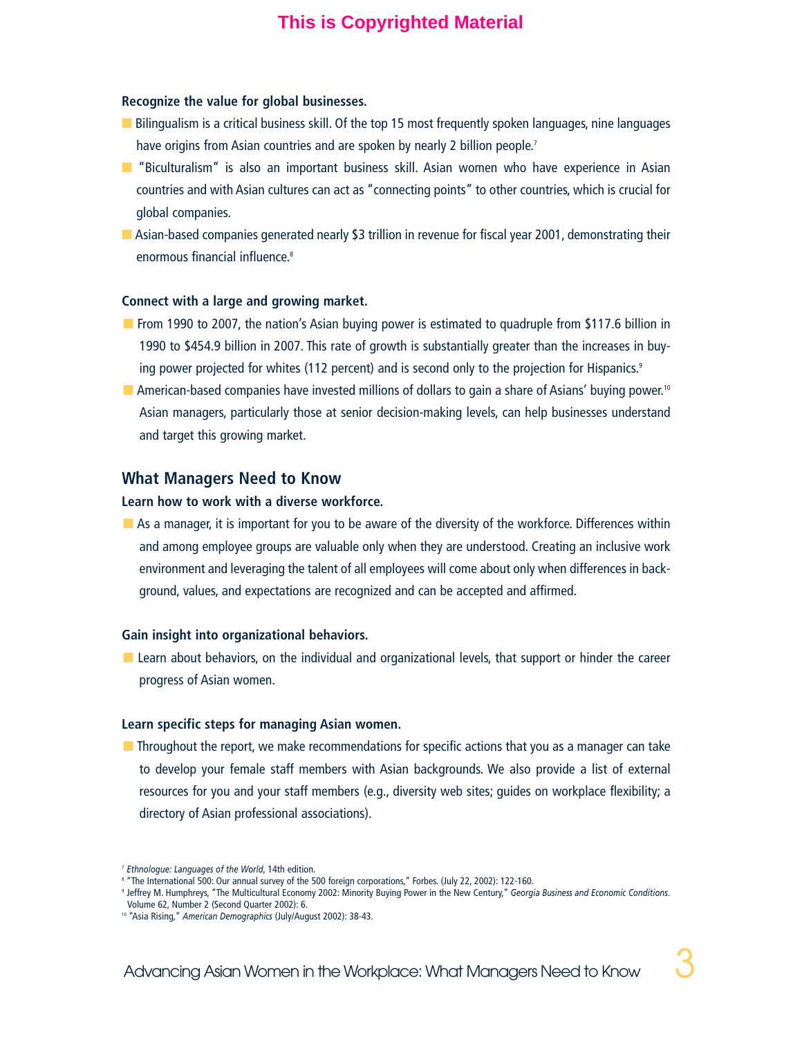**Recognize the value for global businesses.**

- Bilingualism is a critical business skill. Of the top 15 most frequently spoken languages, nine languages have origins from Asian countries and are spoken by nearly 2 billion people.[7]
- "Biculturalism" is also an important business skill. Asian women who have experience in Asian countries and with Asian cultures can act as "connecting points" to other countries, which is crucial for global companies.
- Asian-based companies generated nearly $3 trillion in revenue for fiscal year 2001, demonstrating their enormous financial influence.[8]

**Connect with a large and growing market.**

- From 1990 to 2007, the nation's Asian buying power is estimated to quadruple from $117.6 billion in 1990 to $454.9 billion in 2007. This rate of growth is substantially greater than the increases in buying power projected for whites (112 percent) and is second only to the projection for Hispanics.[9]
- American-based companies have invested millions of dollars to gain a share of Asians' buying power.[10] Asian managers, particularly those at senior decision-making levels, can help businesses understand and target this growing market.

## What Managers Need to Know

**Learn how to work with a diverse workforce.**

- As a manager, it is important for you to be aware of the diversity of the workforce. Differences within and among employee groups are valuable only when they are understood. Creating an inclusive work environment and leveraging the talent of all employees will come about only when differences in background, values, and expectations are recognized and can be accepted and affirmed.

**Gain insight into organizational behaviors.**

- Learn about behaviors, on the individual and organizational levels, that support or hinder the career progress of Asian women.

**Learn specific steps for managing Asian women.**

- Throughout the report, we make recommendations for specific actions that you as a manager can take to develop your female staff members with Asian backgrounds. We also provide a list of external resources for you and your staff members (e.g., diversity web sites; guides on workplace flexibility; a directory of Asian professional associations).

---

[7] *Ethnologue: Languages of the World*, 14th edition.

[8] "The International 500: Our annual survey of the 500 foreign corporations," Forbes. (July 22, 2002): 122-160.

[9] Jeffrey M. Humphreys, "The Multicultural Economy 2002: Minority Buying Power in the New Century," *Georgia Business and Economic Conditions*. Volume 62, Number 2 (Second Quarter 2002): 6.

[10] "Asia Rising," *American Demographics* (July/August 2002): 38-43.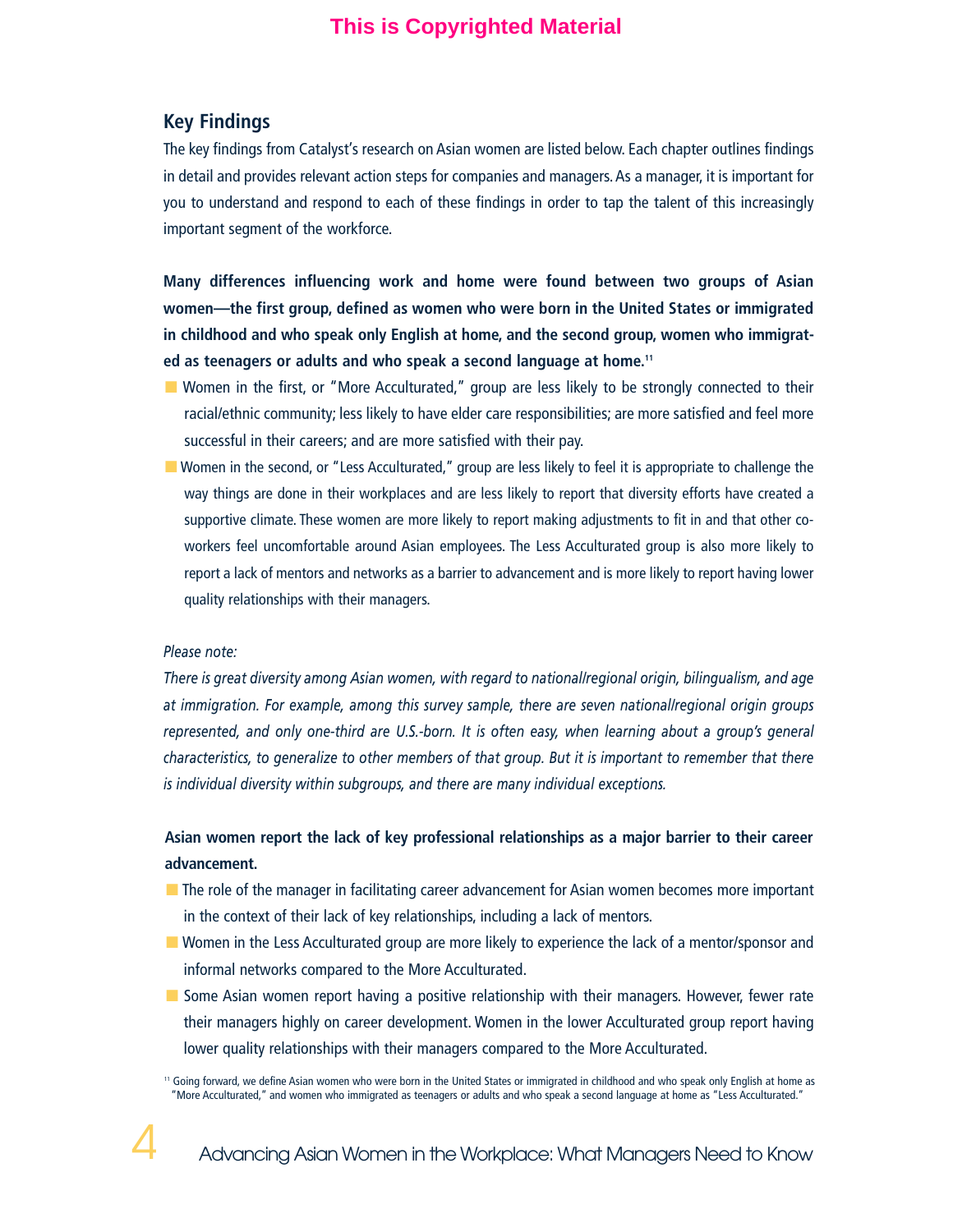## Key Findings

The key findings from Catalyst's research on Asian women are listed below. Each chapter outlines findings in detail and provides relevant action steps for companies and managers. As a manager, it is important for you to understand and respond to each of these findings in order to tap the talent of this increasingly important segment of the workforce.

**Many differences influencing work and home were found between two groups of Asian women—the first group, defined as women who were born in the United States or immigrated in childhood and who speak only English at home, and the second group, women who immigrated as teenagers or adults and who speak a second language at home.**[11]

- Women in the first, or "More Acculturated," group are less likely to be strongly connected to their racial/ethnic community; less likely to have elder care responsibilities; are more satisfied and feel more successful in their careers; and are more satisfied with their pay.
- Women in the second, or "Less Acculturated," group are less likely to feel it is appropriate to challenge the way things are done in their workplaces and are less likely to report that diversity efforts have created a supportive climate. These women are more likely to report making adjustments to fit in and that other co-workers feel uncomfortable around Asian employees. The Less Acculturated group is also more likely to report a lack of mentors and networks as a barrier to advancement and is more likely to report having lower quality relationships with their managers.

*Please note:*

*There is great diversity among Asian women, with regard to national/regional origin, bilingualism, and age at immigration. For example, among this survey sample, there are seven national/regional origin groups represented, and only one-third are U.S.-born. It is often easy, when learning about a group's general characteristics, to generalize to other members of that group. But it is important to remember that there is individual diversity within subgroups, and there are many individual exceptions.*

**Asian women report the lack of key professional relationships as a major barrier to their career advancement.**

- The role of the manager in facilitating career advancement for Asian women becomes more important in the context of their lack of key relationships, including a lack of mentors.
- Women in the Less Acculturated group are more likely to experience the lack of a mentor/sponsor and informal networks compared to the More Acculturated.
- Some Asian women report having a positive relationship with their managers. However, fewer rate their managers highly on career development. Women in the lower Acculturated group report having lower quality relationships with their managers compared to the More Acculturated.

[11] Going forward, we define Asian women who were born in the United States or immigrated in childhood and who speak only English at home as "More Acculturated," and women who immigrated as teenagers or adults and who speak a second language at home as "Less Acculturated."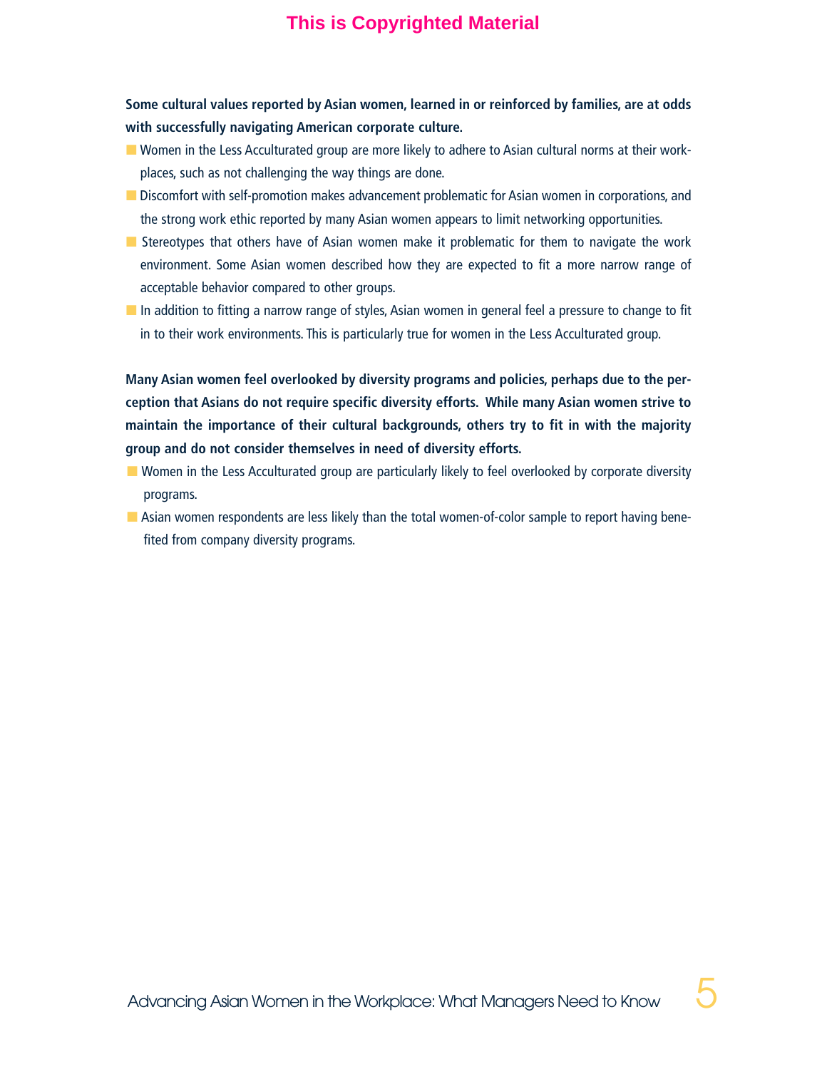**Some cultural values reported by Asian women, learned in or reinforced by families, are at odds with successfully navigating American corporate culture.**

- Women in the Less Acculturated group are more likely to adhere to Asian cultural norms at their workplaces, such as not challenging the way things are done.
- Discomfort with self-promotion makes advancement problematic for Asian women in corporations, and the strong work ethic reported by many Asian women appears to limit networking opportunities.
- Stereotypes that others have of Asian women make it problematic for them to navigate the work environment. Some Asian women described how they are expected to fit a more narrow range of acceptable behavior compared to other groups.
- In addition to fitting a narrow range of styles, Asian women in general feel a pressure to change to fit in to their work environments. This is particularly true for women in the Less Acculturated group.

**Many Asian women feel overlooked by diversity programs and policies, perhaps due to the perception that Asians do not require specific diversity efforts. While many Asian women strive to maintain the importance of their cultural backgrounds, others try to fit in with the majority group and do not consider themselves in need of diversity efforts.**

- Women in the Less Acculturated group are particularly likely to feel overlooked by corporate diversity programs.
- Asian women respondents are less likely than the total women-of-color sample to report having benefited from company diversity programs.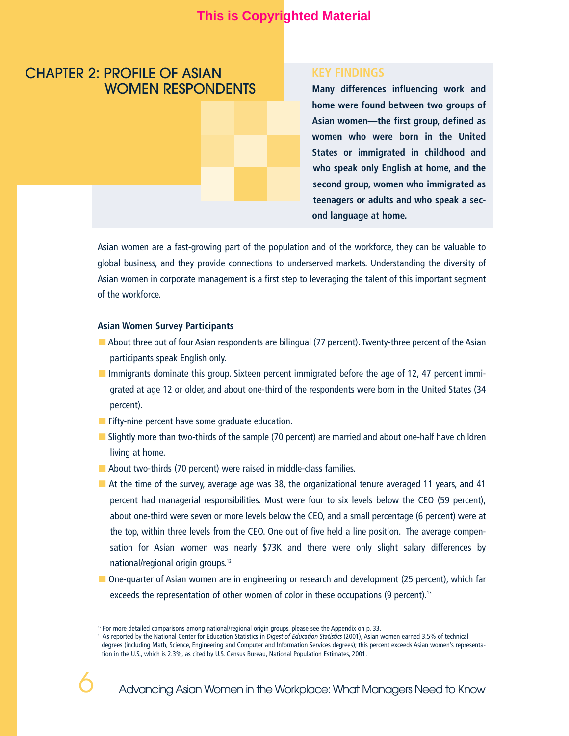# CHAPTER 2: PROFILE OF ASIAN WOMEN RESPONDENTS

### KEY FINDINGS

**Many differences influencing work and home were found between two groups of Asian women—the first group, defined as women who were born in the United States or immigrated in childhood and who speak only English at home, and the second group, women who immigrated as teenagers or adults and who speak a second language at home.**

Asian women are a fast-growing part of the population and of the workforce, they can be valuable to global business, and they provide connections to underserved markets. Understanding the diversity of Asian women in corporate management is a first step to leveraging the talent of this important segment of the workforce.

**Asian Women Survey Participants**

- About three out of four Asian respondents are bilingual (77 percent). Twenty-three percent of the Asian participants speak English only.
- Immigrants dominate this group. Sixteen percent immigrated before the age of 12, 47 percent immigrated at age 12 or older, and about one-third of the respondents were born in the United States (34 percent).
- Fifty-nine percent have some graduate education.
- Slightly more than two-thirds of the sample (70 percent) are married and about one-half have children living at home.
- About two-thirds (70 percent) were raised in middle-class families.
- At the time of the survey, average age was 38, the organizational tenure averaged 11 years, and 41 percent had managerial responsibilities. Most were four to six levels below the CEO (59 percent), about one-third were seven or more levels below the CEO, and a small percentage (6 percent) were at the top, within three levels from the CEO. One out of five held a line position. The average compensation for Asian women was nearly $73K and there were only slight salary differences by national/regional origin groups.[12]
- One-quarter of Asian women are in engineering or research and development (25 percent), which far exceeds the representation of other women of color in these occupations (9 percent).[13]

[12] For more detailed comparisons among national/regional origin groups, please see the Appendix on p. 33.

[13] As reported by the National Center for Education Statistics in *Digest of Education Statistics* (2001), Asian women earned 3.5% of technical degrees (including Math, Science, Engineering and Computer and Information Services degrees); this percent exceeds Asian women's representation in the U.S., which is 2.3%, as cited by U.S. Census Bureau, National Population Estimates, 2001.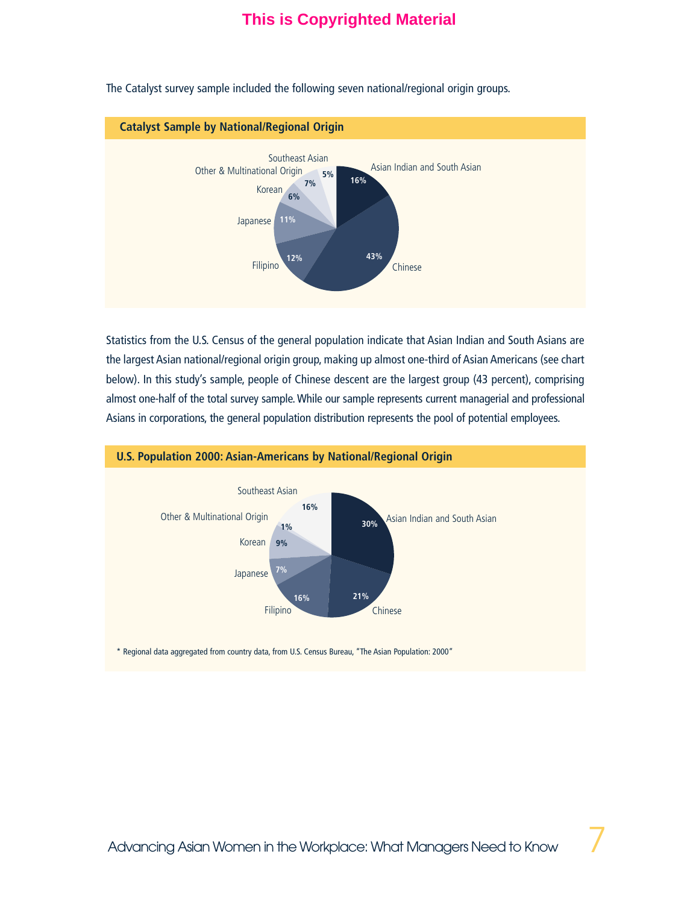The Catalyst survey sample included the following seven national/regional origin groups.

### Catalyst Sample by National/Regional Origin

| National/Regional Origin | Percent |
|---|---|
| Asian Indian and South Asian | 16% |
| Chinese | 43% |
| Filipino | 12% |
| Japanese | 11% |
| Korean | 6% |
| Other & Multinational Origin | 7% |
| Southeast Asian | 5% |

Statistics from the U.S. Census of the general population indicate that Asian Indian and South Asians are the largest Asian national/regional origin group, making up almost one-third of Asian Americans (see chart below). In this study's sample, people of Chinese descent are the largest group (43 percent), comprising almost one-half of the total survey sample. While our sample represents current managerial and professional Asians in corporations, the general population distribution represents the pool of potential employees.

### U.S. Population 2000: Asian-Americans by National/Regional Origin

| National/Regional Origin | Percent |
|---|---|
| Asian Indian and South Asian | 30% |
| Chinese | 21% |
| Filipino | 16% |
| Japanese | 7% |
| Korean | 9% |
| Other & Multinational Origin | 1% |
| Southeast Asian | 16% |

* Regional data aggregated from country data, from U.S. Census Bureau, "The Asian Population: 2000"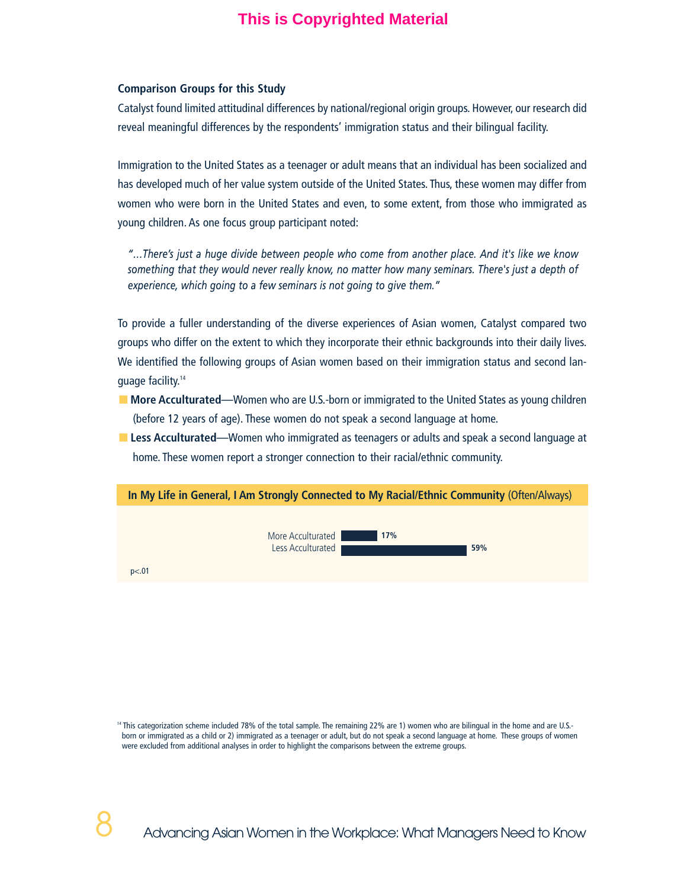### Comparison Groups for this Study

Catalyst found limited attitudinal differences by national/regional origin groups. However, our research did reveal meaningful differences by the respondents' immigration status and their bilingual facility.

Immigration to the United States as a teenager or adult means that an individual has been socialized and has developed much of her value system outside of the United States. Thus, these women may differ from women who were born in the United States and even, to some extent, from those who immigrated as young children. As one focus group participant noted:

> *"…There's just a huge divide between people who come from another place. And it's like we know something that they would never really know, no matter how many seminars. There's just a depth of experience, which going to a few seminars is not going to give them."*

To provide a fuller understanding of the diverse experiences of Asian women, Catalyst compared two groups who differ on the extent to which they incorporate their ethnic backgrounds into their daily lives. We identified the following groups of Asian women based on their immigration status and second language facility.[14]

- **More Acculturated**—Women who are U.S.-born or immigrated to the United States as young children (before 12 years of age). These women do not speak a second language at home.
- **Less Acculturated**—Women who immigrated as teenagers or adults and speak a second language at home. These women report a stronger connection to their racial/ethnic community.

**In My Life in General, I Am Strongly Connected to My Racial/Ethnic Community** (Often/Always)

| Group | % |
|---|---|
| More Acculturated | 17% |
| Less Acculturated | 59% |

$p<.01$

[14] This categorization scheme included 78% of the total sample. The remaining 22% are 1) women who are bilingual in the home and are U.S.-born or immigrated as a child or 2) immigrated as a teenager or adult, but do not speak a second language at home. These groups of women were excluded from additional analyses in order to highlight the comparisons between the extreme groups.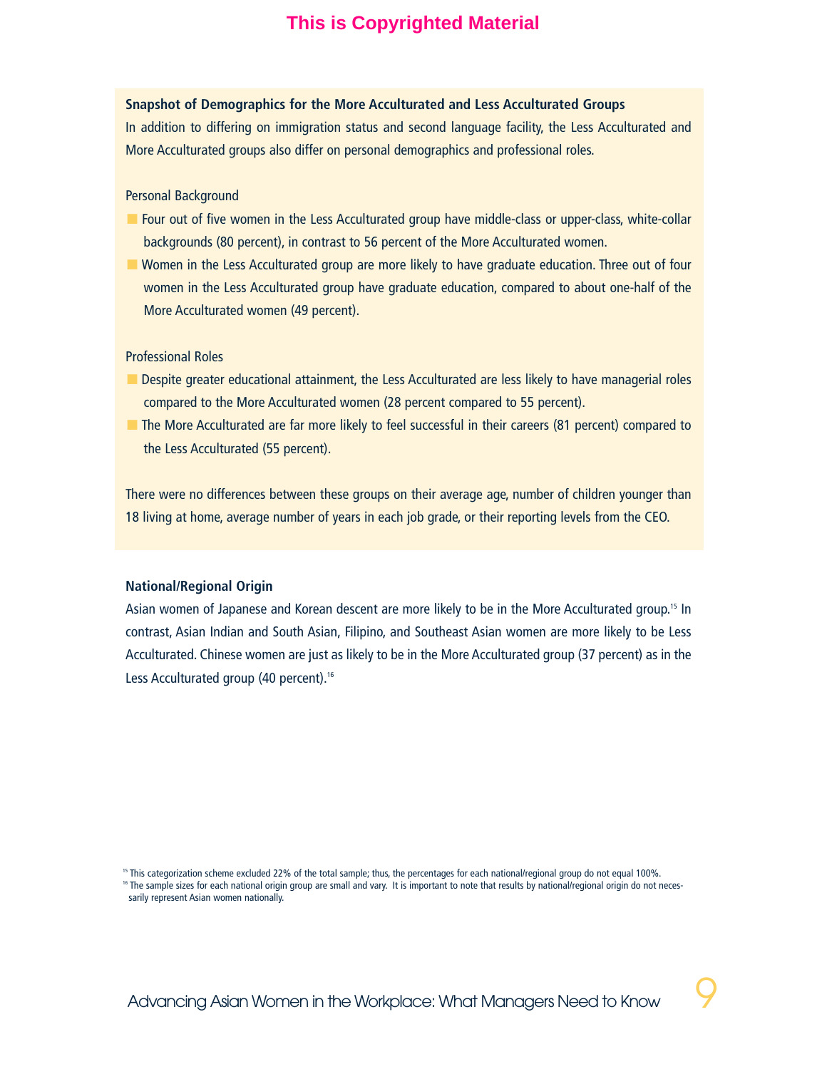### Snapshot of Demographics for the More Acculturated and Less Acculturated Groups

In addition to differing on immigration status and second language facility, the Less Acculturated and More Acculturated groups also differ on personal demographics and professional roles.

Personal Background

- Four out of five women in the Less Acculturated group have middle-class or upper-class, white-collar backgrounds (80 percent), in contrast to 56 percent of the More Acculturated women.
- Women in the Less Acculturated group are more likely to have graduate education. Three out of four women in the Less Acculturated group have graduate education, compared to about one-half of the More Acculturated women (49 percent).

Professional Roles

- Despite greater educational attainment, the Less Acculturated are less likely to have managerial roles compared to the More Acculturated women (28 percent compared to 55 percent).
- The More Acculturated are far more likely to feel successful in their careers (81 percent) compared to the Less Acculturated (55 percent).

There were no differences between these groups on their average age, number of children younger than 18 living at home, average number of years in each job grade, or their reporting levels from the CEO.

### National/Regional Origin

Asian women of Japanese and Korean descent are more likely to be in the More Acculturated group.[15] In contrast, Asian Indian and South Asian, Filipino, and Southeast Asian women are more likely to be Less Acculturated. Chinese women are just as likely to be in the More Acculturated group (37 percent) as in the Less Acculturated group (40 percent).[16]

[15] This categorization scheme excluded 22% of the total sample; thus, the percentages for each national/regional group do not equal 100%.

[16] The sample sizes for each national origin group are small and vary. It is important to note that results by national/regional origin do not necessarily represent Asian women nationally.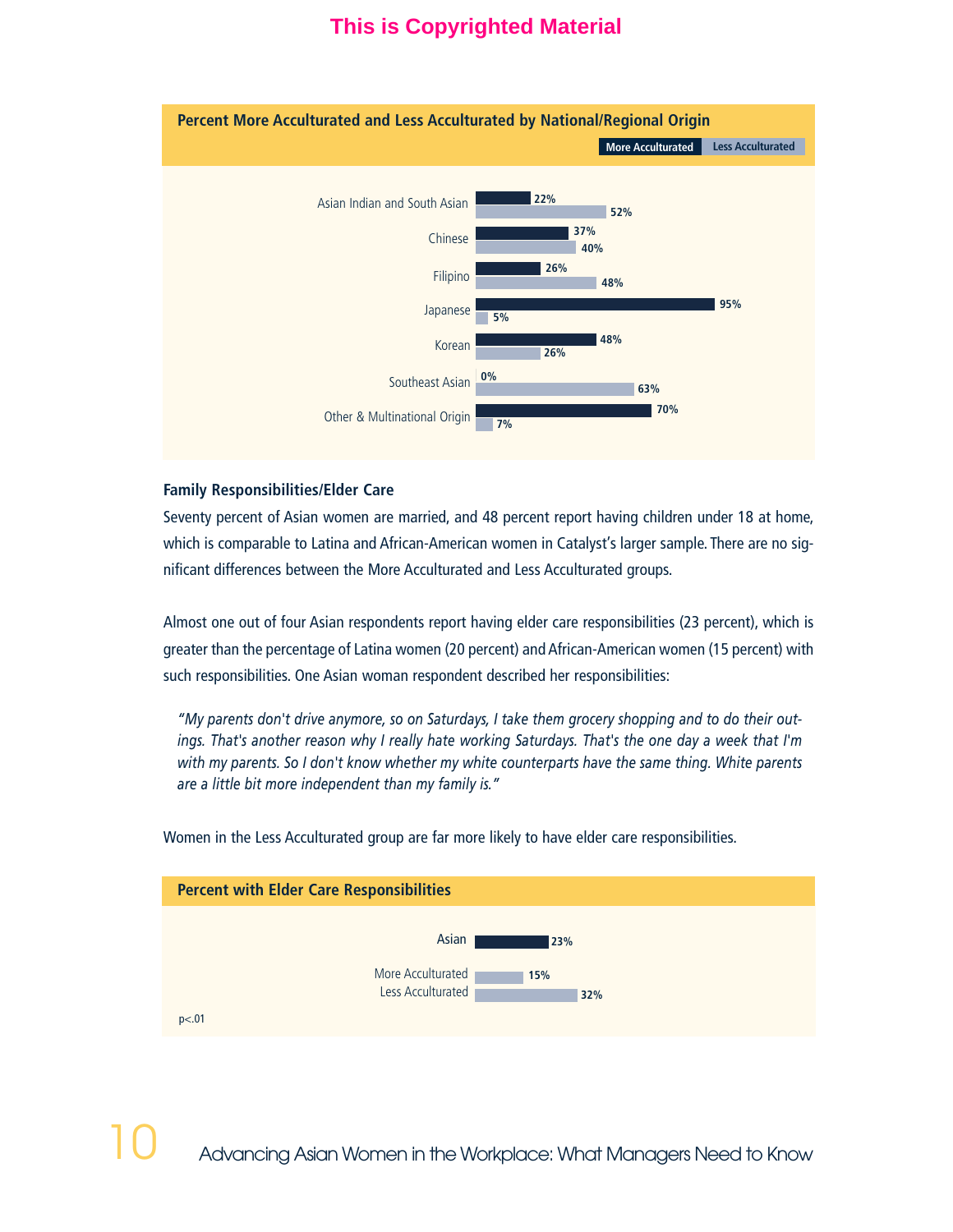**Percent More Acculturated and Less Acculturated by National/Regional Origin**

| National/Regional Origin | More Acculturated | Less Acculturated |
|---|---|---|
| Asian Indian and South Asian | 22% | 52% |
| Chinese | 37% | 40% |
| Filipino | 26% | 48% |
| Japanese | 95% | 5% |
| Korean | 48% | 26% |
| Southeast Asian | 0% | 63% |
| Other & Multinational Origin | 70% | 7% |

### Family Responsibilities/Elder Care

Seventy percent of Asian women are married, and 48 percent report having children under 18 at home, which is comparable to Latina and African-American women in Catalyst's larger sample. There are no significant differences between the More Acculturated and Less Acculturated groups.

Almost one out of four Asian respondents report having elder care responsibilities (23 percent), which is greater than the percentage of Latina women (20 percent) and African-American women (15 percent) with such responsibilities. One Asian woman respondent described her responsibilities:

> *"My parents don't drive anymore, so on Saturdays, I take them grocery shopping and to do their outings. That's another reason why I really hate working Saturdays. That's the one day a week that I'm with my parents. So I don't know whether my white counterparts have the same thing. White parents are a little bit more independent than my family is."*

Women in the Less Acculturated group are far more likely to have elder care responsibilities.

**Percent with Elder Care Responsibilities**

| Group | Percent |
|---|---|
| Asian | 23% |
| More Acculturated | 15% |
| Less Acculturated | 32% |

$p<.01$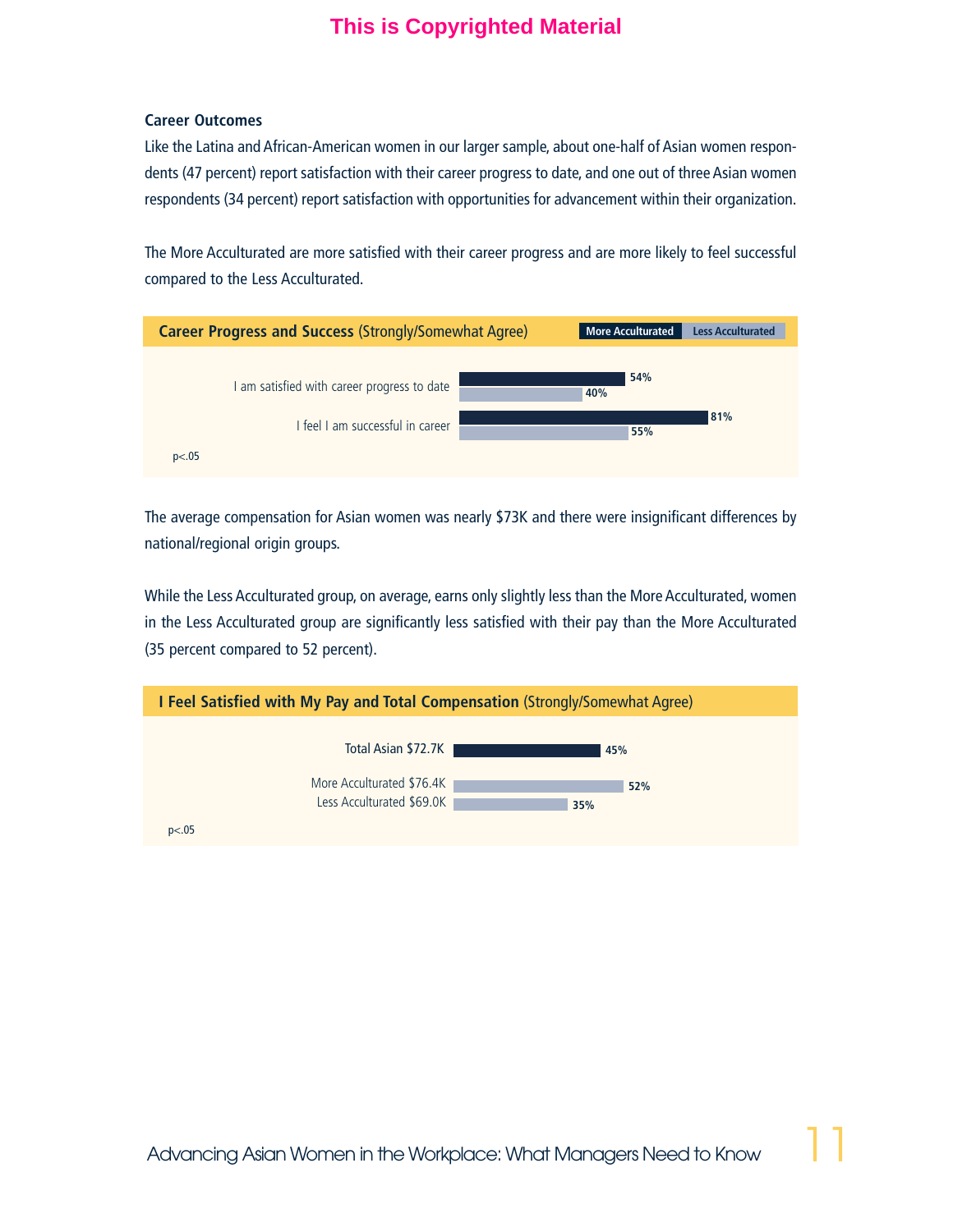### Career Outcomes

Like the Latina and African-American women in our larger sample, about one-half of Asian women respondents (47 percent) report satisfaction with their career progress to date, and one out of three Asian women respondents (34 percent) report satisfaction with opportunities for advancement within their organization.

The More Acculturated are more satisfied with their career progress and are more likely to feel successful compared to the Less Acculturated.

**Career Progress and Success** (Strongly/Somewhat Agree)

| | More Acculturated | Less Acculturated |
|---|---|---|
| I am satisfied with career progress to date | 54% | 40% |
| I feel I am successful in career | 81% | 55% |

$p<.05$

The average compensation for Asian women was nearly $73K and there were insignificant differences by national/regional origin groups.

While the Less Acculturated group, on average, earns only slightly less than the More Acculturated, women in the Less Acculturated group are significantly less satisfied with their pay than the More Acculturated (35 percent compared to 52 percent).

**I Feel Satisfied with My Pay and Total Compensation** (Strongly/Somewhat Agree)

| | |
|---|---|
| Total Asian $72.7K | 45% |
| More Acculturated $76.4K | 52% |
| Less Acculturated $69.0K | 35% |

$p<.05$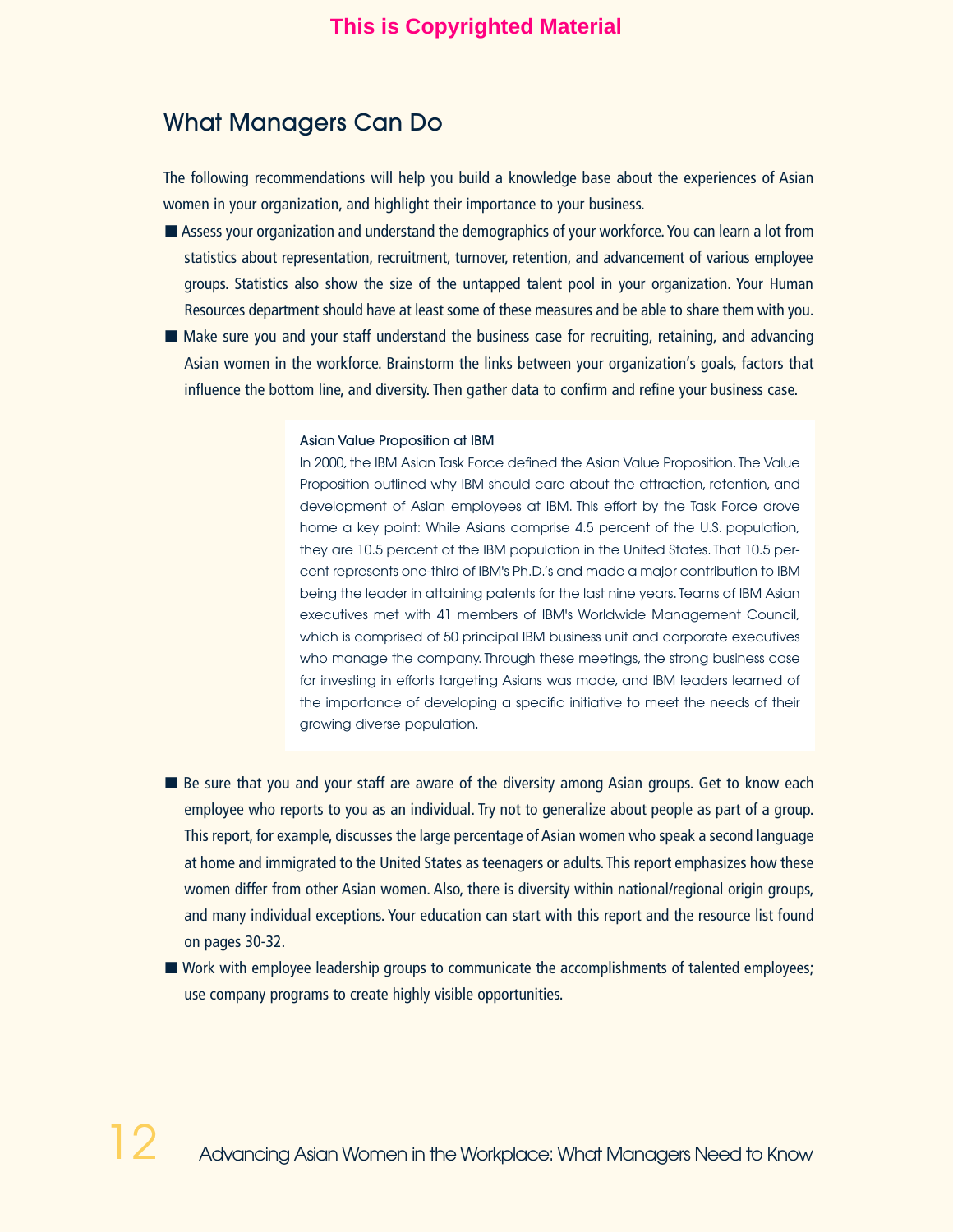## What Managers Can Do

The following recommendations will help you build a knowledge base about the experiences of Asian women in your organization, and highlight their importance to your business.

- Assess your organization and understand the demographics of your workforce. You can learn a lot from statistics about representation, recruitment, turnover, retention, and advancement of various employee groups. Statistics also show the size of the untapped talent pool in your organization. Your Human Resources department should have at least some of these measures and be able to share them with you.
- Make sure you and your staff understand the business case for recruiting, retaining, and advancing Asian women in the workforce. Brainstorm the links between your organization's goals, factors that influence the bottom line, and diversity. Then gather data to confirm and refine your business case.

> **Asian Value Proposition at IBM**
>
> In 2000, the IBM Asian Task Force defined the Asian Value Proposition. The Value Proposition outlined why IBM should care about the attraction, retention, and development of Asian employees at IBM. This effort by the Task Force drove home a key point: While Asians comprise 4.5 percent of the U.S. population, they are 10.5 percent of the IBM population in the United States. That 10.5 percent represents one-third of IBM's Ph.D.'s and made a major contribution to IBM being the leader in attaining patents for the last nine years. Teams of IBM Asian executives met with 41 members of IBM's Worldwide Management Council, which is comprised of 50 principal IBM business unit and corporate executives who manage the company. Through these meetings, the strong business case for investing in efforts targeting Asians was made, and IBM leaders learned of the importance of developing a specific initiative to meet the needs of their growing diverse population.

- Be sure that you and your staff are aware of the diversity among Asian groups. Get to know each employee who reports to you as an individual. Try not to generalize about people as part of a group. This report, for example, discusses the large percentage of Asian women who speak a second language at home and immigrated to the United States as teenagers or adults. This report emphasizes how these women differ from other Asian women. Also, there is diversity within national/regional origin groups, and many individual exceptions. Your education can start with this report and the resource list found on pages 30-32.
- Work with employee leadership groups to communicate the accomplishments of talented employees; use company programs to create highly visible opportunities.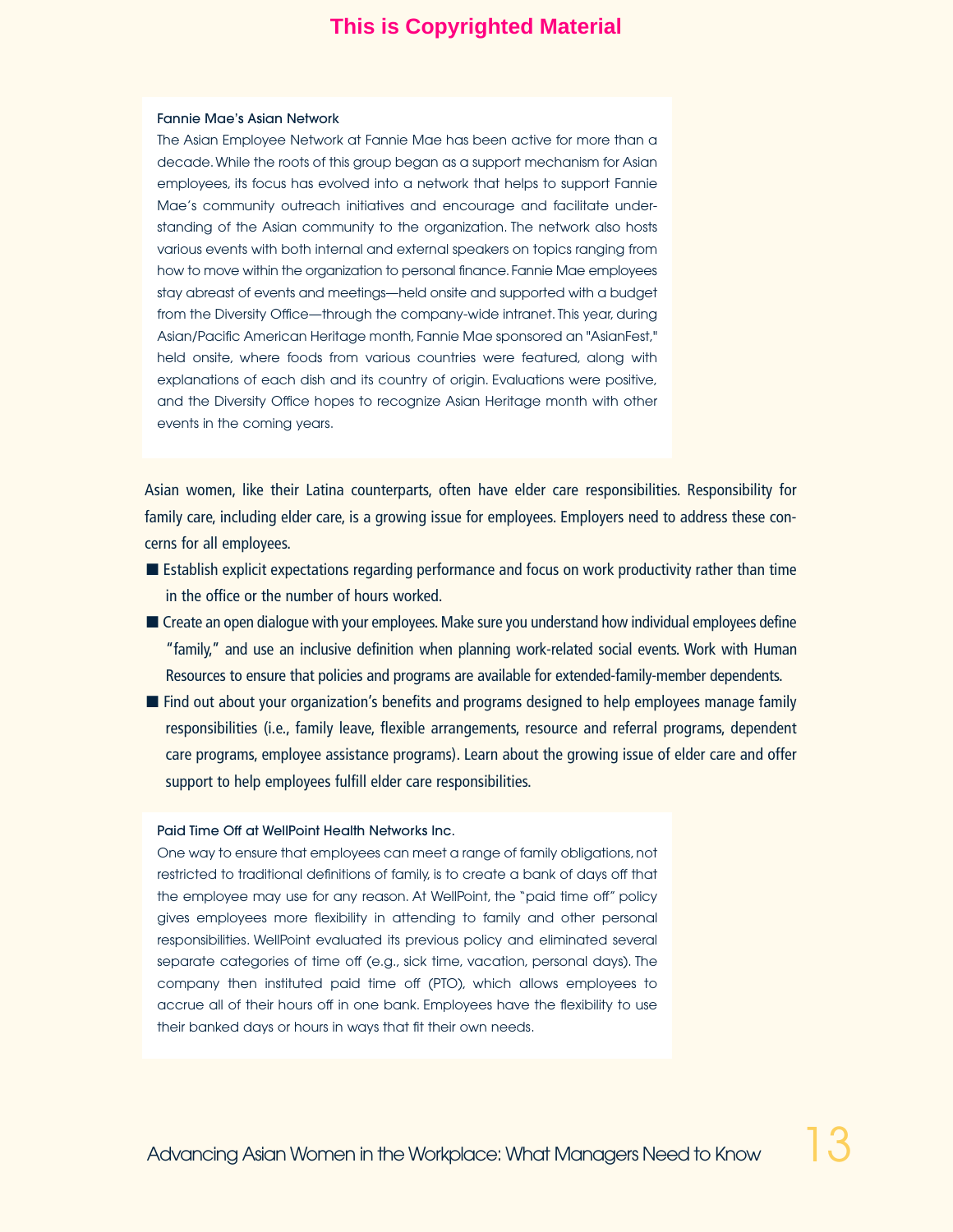This is Copyrighted Material

### Fannie Mae's Asian Network

The Asian Employee Network at Fannie Mae has been active for more than a decade. While the roots of this group began as a support mechanism for Asian employees, its focus has evolved into a network that helps to support Fannie Mae's community outreach initiatives and encourage and facilitate understanding of the Asian community to the organization. The network also hosts various events with both internal and external speakers on topics ranging from how to move within the organization to personal finance. Fannie Mae employees stay abreast of events and meetings—held onsite and supported with a budget from the Diversity Office—through the company-wide intranet. This year, during Asian/Pacific American Heritage month, Fannie Mae sponsored an "AsianFest," held onsite, where foods from various countries were featured, along with explanations of each dish and its country of origin. Evaluations were positive, and the Diversity Office hopes to recognize Asian Heritage month with other events in the coming years.

Asian women, like their Latina counterparts, often have elder care responsibilities. Responsibility for family care, including elder care, is a growing issue for employees. Employers need to address these concerns for all employees.

- Establish explicit expectations regarding performance and focus on work productivity rather than time in the office or the number of hours worked.
- Create an open dialogue with your employees. Make sure you understand how individual employees define "family," and use an inclusive definition when planning work-related social events. Work with Human Resources to ensure that policies and programs are available for extended-family-member dependents.
- Find out about your organization's benefits and programs designed to help employees manage family responsibilities (i.e., family leave, flexible arrangements, resource and referral programs, dependent care programs, employee assistance programs). Learn about the growing issue of elder care and offer support to help employees fulfill elder care responsibilities.

### Paid Time Off at WellPoint Health Networks Inc.

One way to ensure that employees can meet a range of family obligations, not restricted to traditional definitions of family, is to create a bank of days off that the employee may use for any reason. At WellPoint, the "paid time off" policy gives employees more flexibility in attending to family and other personal responsibilities. WellPoint evaluated its previous policy and eliminated several separate categories of time off (e.g., sick time, vacation, personal days). The company then instituted paid time off (PTO), which allows employees to accrue all of their hours off in one bank. Employees have the flexibility to use their banked days or hours in ways that fit their own needs.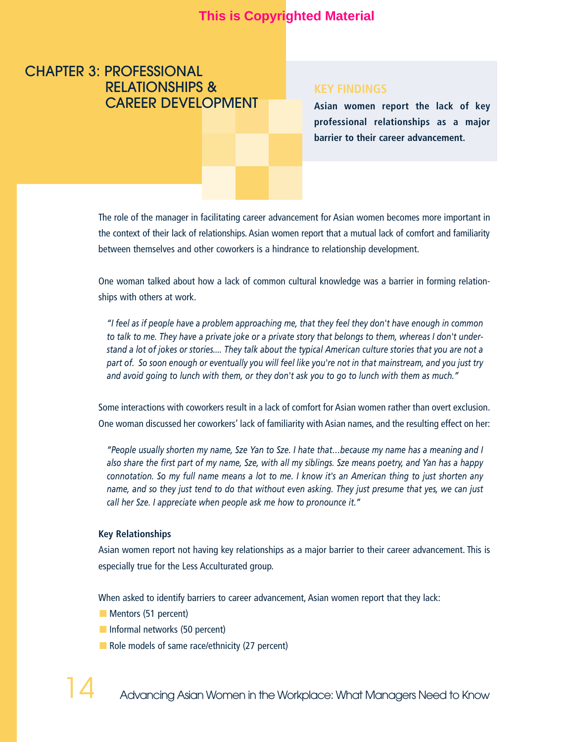# CHAPTER 3: PROFESSIONAL RELATIONSHIPS & CAREER DEVELOPMENT

**KEY FINDINGS**

**Asian women report the lack of key professional relationships as a major barrier to their career advancement.**

The role of the manager in facilitating career advancement for Asian women becomes more important in the context of their lack of relationships. Asian women report that a mutual lack of comfort and familiarity between themselves and other coworkers is a hindrance to relationship development.

One woman talked about how a lack of common cultural knowledge was a barrier in forming relationships with others at work.

> *"I feel as if people have a problem approaching me, that they feel they don't have enough in common to talk to me. They have a private joke or a private story that belongs to them, whereas I don't understand a lot of jokes or stories.... They talk about the typical American culture stories that you are not a part of. So soon enough or eventually you will feel like you're not in that mainstream, and you just try and avoid going to lunch with them, or they don't ask you to go to lunch with them as much."*

Some interactions with coworkers result in a lack of comfort for Asian women rather than overt exclusion. One woman discussed her coworkers' lack of familiarity with Asian names, and the resulting effect on her:

> *"People usually shorten my name, Sze Yan to Sze. I hate that…because my name has a meaning and I also share the first part of my name, Sze, with all my siblings. Sze means poetry, and Yan has a happy connotation. So my full name means a lot to me. I know it's an American thing to just shorten any name, and so they just tend to do that without even asking. They just presume that yes, we can just call her Sze. I appreciate when people ask me how to pronounce it."*

**Key Relationships**

Asian women report not having key relationships as a major barrier to their career advancement. This is especially true for the Less Acculturated group.

When asked to identify barriers to career advancement, Asian women report that they lack:

- Mentors (51 percent)
- Informal networks (50 percent)
- Role models of same race/ethnicity (27 percent)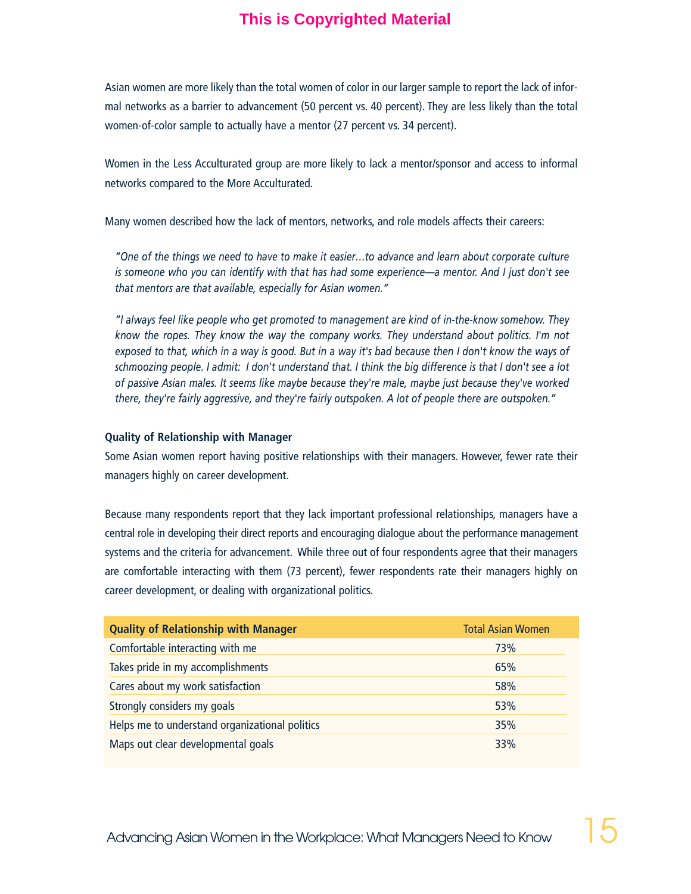Asian women are more likely than the total women of color in our larger sample to report the lack of informal networks as a barrier to advancement (50 percent vs. 40 percent). They are less likely than the total women-of-color sample to actually have a mentor (27 percent vs. 34 percent).

Women in the Less Acculturated group are more likely to lack a mentor/sponsor and access to informal networks compared to the More Acculturated.

Many women described how the lack of mentors, networks, and role models affects their careers:

> *"One of the things we need to have to make it easier…to advance and learn about corporate culture is someone who you can identify with that has had some experience—a mentor. And I just don't see that mentors are that available, especially for Asian women."*

> *"I always feel like people who get promoted to management are kind of in-the-know somehow. They know the ropes. They know the way the company works. They understand about politics. I'm not exposed to that, which in a way is good. But in a way it's bad because then I don't know the ways of schmoozing people. I admit: I don't understand that. I think the big difference is that I don't see a lot of passive Asian males. It seems like maybe because they're male, maybe just because they've worked there, they're fairly aggressive, and they're fairly outspoken. A lot of people there are outspoken."*

### Quality of Relationship with Manager

Some Asian women report having positive relationships with their managers. However, fewer rate their managers highly on career development.

Because many respondents report that they lack important professional relationships, managers have a central role in developing their direct reports and encouraging dialogue about the performance management systems and the criteria for advancement. While three out of four respondents agree that their managers are comfortable interacting with them (73 percent), fewer respondents rate their managers highly on career development, or dealing with organizational politics.

| Quality of Relationship with Manager | Total Asian Women |
|---|---|
| Comfortable interacting with me | 73% |
| Takes pride in my accomplishments | 65% |
| Cares about my work satisfaction | 58% |
| Strongly considers my goals | 53% |
| Helps me to understand organizational politics | 35% |
| Maps out clear developmental goals | 33% |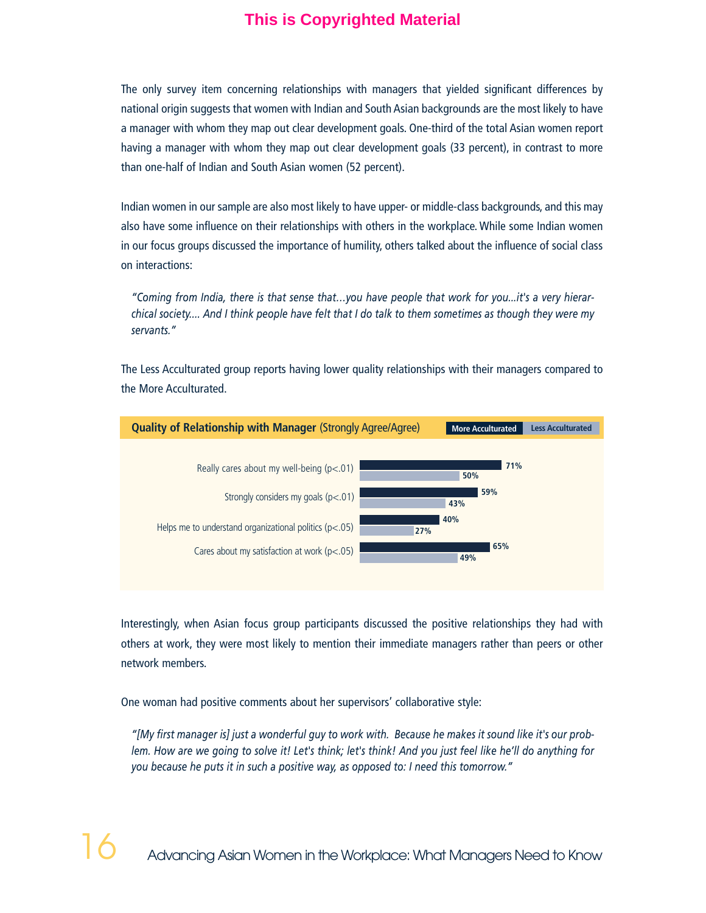The only survey item concerning relationships with managers that yielded significant differences by national origin suggests that women with Indian and South Asian backgrounds are the most likely to have a manager with whom they map out clear development goals. One-third of the total Asian women report having a manager with whom they map out clear development goals (33 percent), in contrast to more than one-half of Indian and South Asian women (52 percent).

Indian women in our sample are also most likely to have upper- or middle-class backgrounds, and this may also have some influence on their relationships with others in the workplace. While some Indian women in our focus groups discussed the importance of humility, others talked about the influence of social class on interactions:

> *"Coming from India, there is that sense that…you have people that work for you...it's a very hierarchical society.... And I think people have felt that I do talk to them sometimes as though they were my servants."*

The Less Acculturated group reports having lower quality relationships with their managers compared to the More Acculturated.

**Quality of Relationship with Manager** (Strongly Agree/Agree)

| | More Acculturated | Less Acculturated |
|---|---|---|
| Really cares about my well-being ($p<.01$) | 71% | 50% |
| Strongly considers my goals ($p<.01$) | 59% | 43% |
| Helps me to understand organizational politics ($p<.05$) | 40% | 27% |
| Cares about my satisfaction at work ($p<.05$) | 65% | 49% |

Interestingly, when Asian focus group participants discussed the positive relationships they had with others at work, they were most likely to mention their immediate managers rather than peers or other network members.

One woman had positive comments about her supervisors' collaborative style:

> *"[My first manager is] just a wonderful guy to work with. Because he makes it sound like it's our problem. How are we going to solve it! Let's think; let's think! And you just feel like he'll do anything for you because he puts it in such a positive way, as opposed to: I need this tomorrow."*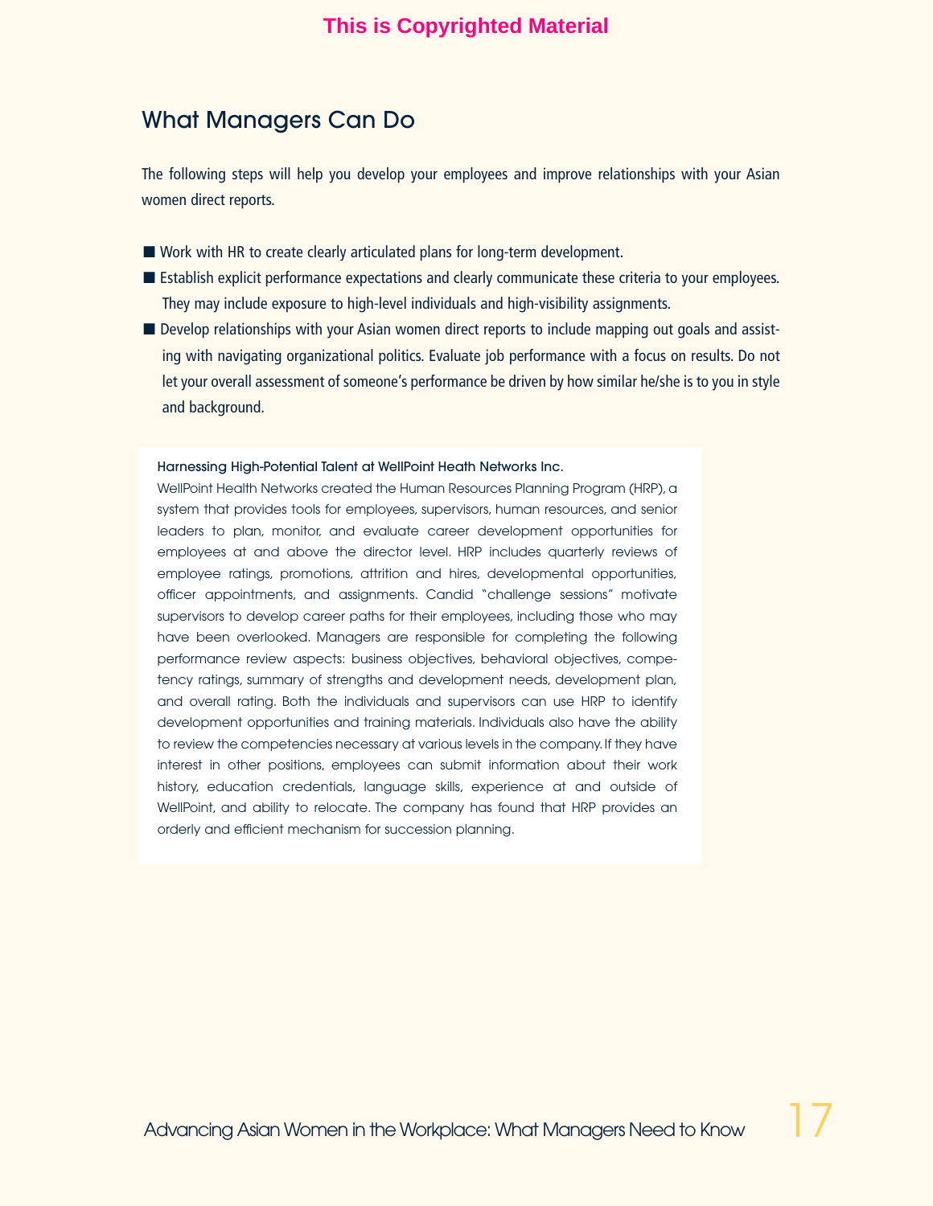This is Copyrighted Material

## What Managers Can Do

The following steps will help you develop your employees and improve relationships with your Asian women direct reports.

- Work with HR to create clearly articulated plans for long-term development.
- Establish explicit performance expectations and clearly communicate these criteria to your employees. They may include exposure to high-level individuals and high-visibility assignments.
- Develop relationships with your Asian women direct reports to include mapping out goals and assisting with navigating organizational politics. Evaluate job performance with a focus on results. Do not let your overall assessment of someone's performance be driven by how similar he/she is to you in style and background.

**Harnessing High-Potential Talent at WellPoint Heath Networks Inc.**

WellPoint Health Networks created the Human Resources Planning Program (HRP), a system that provides tools for employees, supervisors, human resources, and senior leaders to plan, monitor, and evaluate career development opportunities for employees at and above the director level. HRP includes quarterly reviews of employee ratings, promotions, attrition and hires, developmental opportunities, officer appointments, and assignments. Candid "challenge sessions" motivate supervisors to develop career paths for their employees, including those who may have been overlooked. Managers are responsible for completing the following performance review aspects: business objectives, behavioral objectives, competency ratings, summary of strengths and development needs, development plan, and overall rating. Both the individuals and supervisors can use HRP to identify development opportunities and training materials. Individuals also have the ability to review the competencies necessary at various levels in the company. If they have interest in other positions, employees can submit information about their work history, education credentials, language skills, experience at and outside of WellPoint, and ability to relocate. The company has found that HRP provides an orderly and efficient mechanism for succession planning.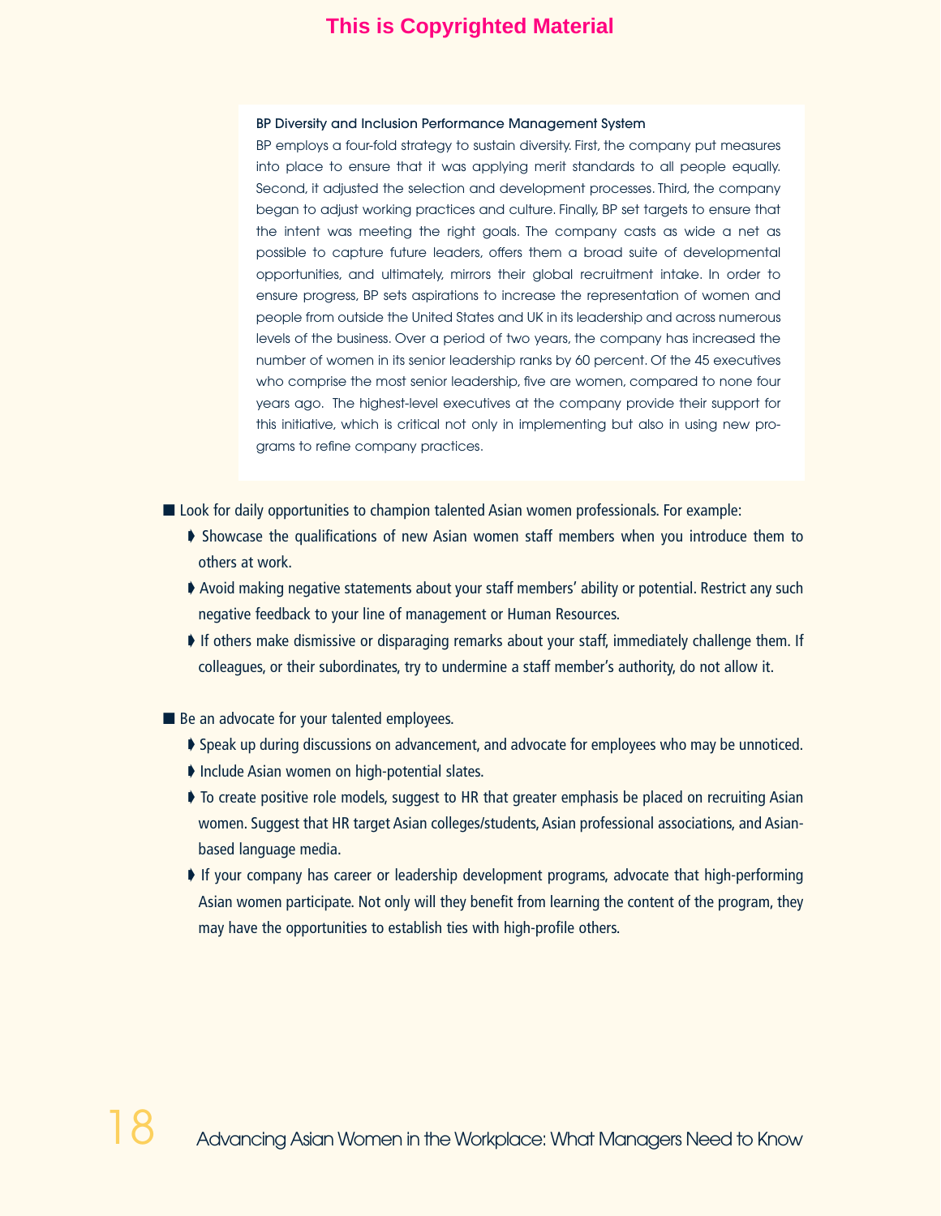**This is Copyrighted Material**

**BP Diversity and Inclusion Performance Management System**

BP employs a four-fold strategy to sustain diversity. First, the company put measures into place to ensure that it was applying merit standards to all people equally. Second, it adjusted the selection and development processes. Third, the company began to adjust working practices and culture. Finally, BP set targets to ensure that the intent was meeting the right goals. The company casts as wide a net as possible to capture future leaders, offers them a broad suite of developmental opportunities, and ultimately, mirrors their global recruitment intake. In order to ensure progress, BP sets aspirations to increase the representation of women and people from outside the United States and UK in its leadership and across numerous levels of the business. Over a period of two years, the company has increased the number of women in its senior leadership ranks by 60 percent. Of the 45 executives who comprise the most senior leadership, five are women, compared to none four years ago. The highest-level executives at the company provide their support for this initiative, which is critical not only in implementing but also in using new programs to refine company practices.

- Look for daily opportunities to champion talented Asian women professionals. For example:
  - Showcase the qualifications of new Asian women staff members when you introduce them to others at work.
  - Avoid making negative statements about your staff members' ability or potential. Restrict any such negative feedback to your line of management or Human Resources.
  - If others make dismissive or disparaging remarks about your staff, immediately challenge them. If colleagues, or their subordinates, try to undermine a staff member's authority, do not allow it.

- Be an advocate for your talented employees.
  - Speak up during discussions on advancement, and advocate for employees who may be unnoticed.
  - Include Asian women on high-potential slates.
  - To create positive role models, suggest to HR that greater emphasis be placed on recruiting Asian women. Suggest that HR target Asian colleges/students, Asian professional associations, and Asian-based language media.
  - If your company has career or leadership development programs, advocate that high-performing Asian women participate. Not only will they benefit from learning the content of the program, they may have the opportunities to establish ties with high-profile others.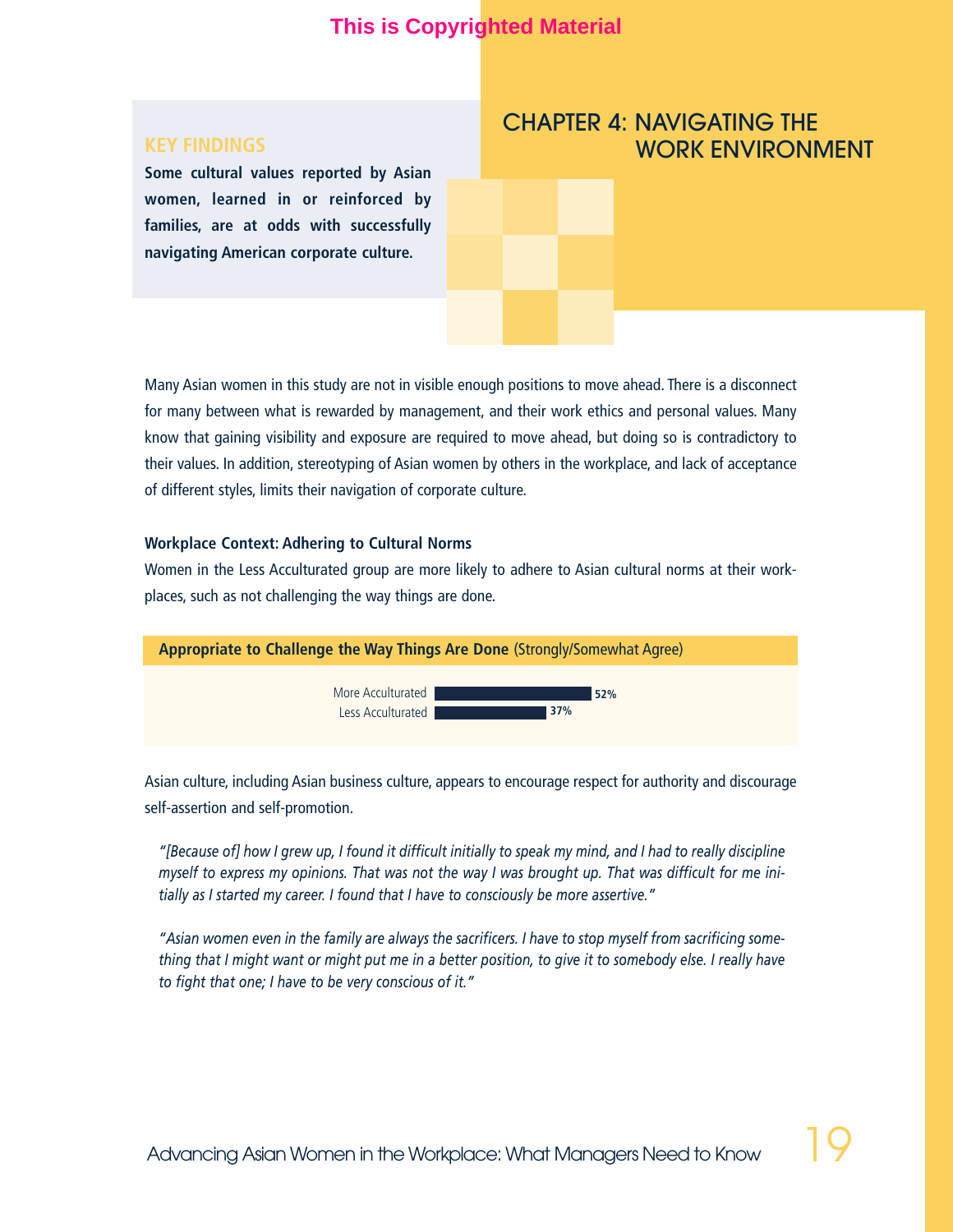# CHAPTER 4: NAVIGATING THE WORK ENVIRONMENT

## KEY FINDINGS

**Some cultural values reported by Asian women, learned in or reinforced by families, are at odds with successfully navigating American corporate culture.**

Many Asian women in this study are not in visible enough positions to move ahead. There is a disconnect for many between what is rewarded by management, and their work ethics and personal values. Many know that gaining visibility and exposure are required to move ahead, but doing so is contradictory to their values. In addition, stereotyping of Asian women by others in the workplace, and lack of acceptance of different styles, limits their navigation of corporate culture.

### Workplace Context: Adhering to Cultural Norms

Women in the Less Acculturated group are more likely to adhere to Asian cultural norms at their workplaces, such as not challenging the way things are done.

**Appropriate to Challenge the Way Things Are Done** (Strongly/Somewhat Agree)

| Group | Percent |
|---|---|
| More Acculturated | 52% |
| Less Acculturated | 37% |

Asian culture, including Asian business culture, appears to encourage respect for authority and discourage self-assertion and self-promotion.

> *"[Because of] how I grew up, I found it difficult initially to speak my mind, and I had to really discipline myself to express my opinions. That was not the way I was brought up. That was difficult for me initially as I started my career. I found that I have to consciously be more assertive."*

> *"Asian women even in the family are always the sacrificers. I have to stop myself from sacrificing something that I might want or might put me in a better position, to give it to somebody else. I really have to fight that one; I have to be very conscious of it."*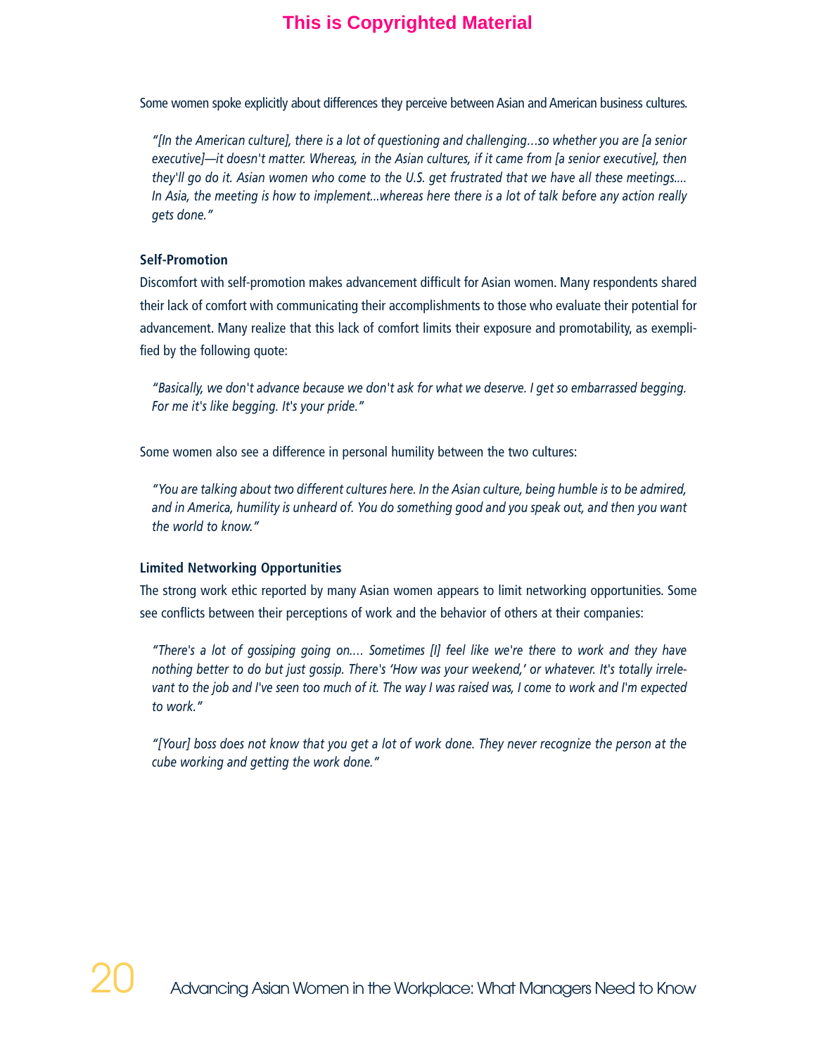Some women spoke explicitly about differences they perceive between Asian and American business cultures.

> *"[In the American culture], there is a lot of questioning and challenging…so whether you are [a senior executive]—it doesn't matter. Whereas, in the Asian cultures, if it came from [a senior executive], then they'll go do it. Asian women who come to the U.S. get frustrated that we have all these meetings…. In Asia, the meeting is how to implement…whereas here there is a lot of talk before any action really gets done."*

### Self-Promotion

Discomfort with self-promotion makes advancement difficult for Asian women. Many respondents shared their lack of comfort with communicating their accomplishments to those who evaluate their potential for advancement. Many realize that this lack of comfort limits their exposure and promotability, as exemplified by the following quote:

> *"Basically, we don't advance because we don't ask for what we deserve. I get so embarrassed begging. For me it's like begging. It's your pride."*

Some women also see a difference in personal humility between the two cultures:

> *"You are talking about two different cultures here. In the Asian culture, being humble is to be admired, and in America, humility is unheard of. You do something good and you speak out, and then you want the world to know."*

### Limited Networking Opportunities

The strong work ethic reported by many Asian women appears to limit networking opportunities. Some see conflicts between their perceptions of work and the behavior of others at their companies:

> *"There's a lot of gossiping going on…. Sometimes [I] feel like we're there to work and they have nothing better to do but just gossip. There's 'How was your weekend,' or whatever. It's totally irrelevant to the job and I've seen too much of it. The way I was raised was, I come to work and I'm expected to work."*

> *"[Your] boss does not know that you get a lot of work done. They never recognize the person at the cube working and getting the work done."*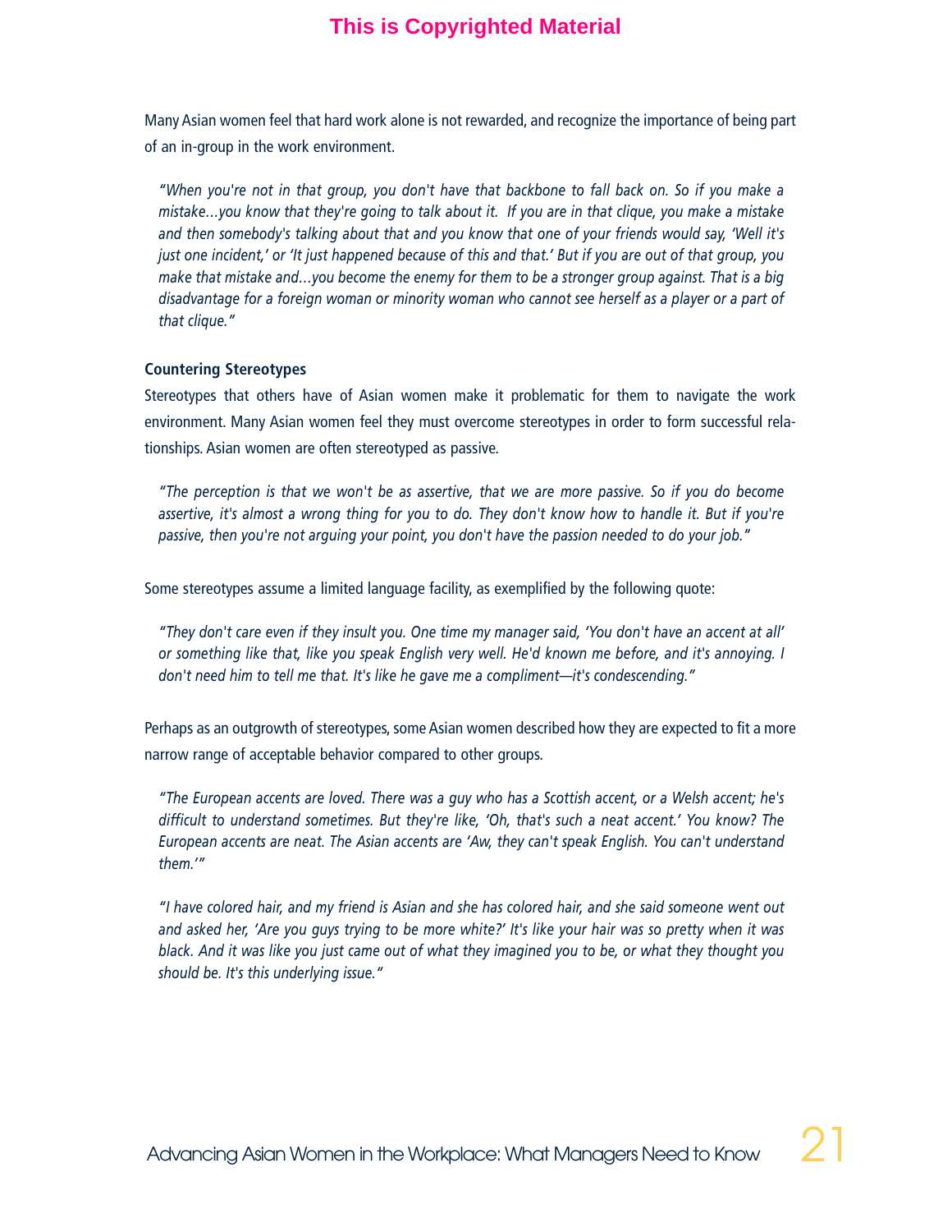Many Asian women feel that hard work alone is not rewarded, and recognize the importance of being part of an in-group in the work environment.

> *"When you're not in that group, you don't have that backbone to fall back on. So if you make a mistake…you know that they're going to talk about it. If you are in that clique, you make a mistake and then somebody's talking about that and you know that one of your friends would say, 'Well it's just one incident,' or 'It just happened because of this and that.' But if you are out of that group, you make that mistake and…you become the enemy for them to be a stronger group against. That is a big disadvantage for a foreign woman or minority woman who cannot see herself as a player or a part of that clique."*

**Countering Stereotypes**

Stereotypes that others have of Asian women make it problematic for them to navigate the work environment. Many Asian women feel they must overcome stereotypes in order to form successful relationships. Asian women are often stereotyped as passive.

> *"The perception is that we won't be as assertive, that we are more passive. So if you do become assertive, it's almost a wrong thing for you to do. They don't know how to handle it. But if you're passive, then you're not arguing your point, you don't have the passion needed to do your job."*

Some stereotypes assume a limited language facility, as exemplified by the following quote:

> *"They don't care even if they insult you. One time my manager said, 'You don't have an accent at all' or something like that, like you speak English very well. He'd known me before, and it's annoying. I don't need him to tell me that. It's like he gave me a compliment—it's condescending."*

Perhaps as an outgrowth of stereotypes, some Asian women described how they are expected to fit a more narrow range of acceptable behavior compared to other groups.

> *"The European accents are loved. There was a guy who has a Scottish accent, or a Welsh accent; he's difficult to understand sometimes. But they're like, 'Oh, that's such a neat accent.' You know? The European accents are neat. The Asian accents are 'Aw, they can't speak English. You can't understand them.'"*

> *"I have colored hair, and my friend is Asian and she has colored hair, and she said someone went out and asked her, 'Are you guys trying to be more white?' It's like your hair was so pretty when it was black. And it was like you just came out of what they imagined you to be, or what they thought you should be. It's this underlying issue."*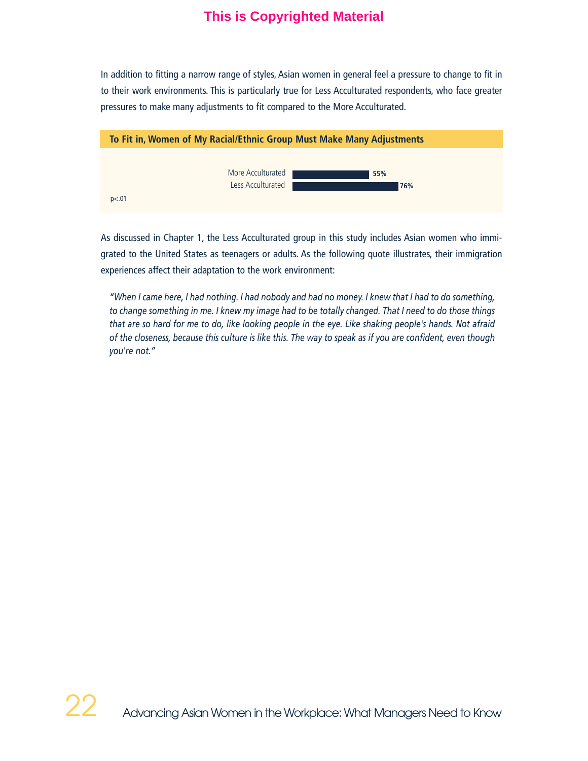In addition to fitting a narrow range of styles, Asian women in general feel a pressure to change to fit in to their work environments. This is particularly true for Less Acculturated respondents, who face greater pressures to make many adjustments to fit compared to the More Acculturated.

**To Fit in, Women of My Racial/Ethnic Group Must Make Many Adjustments**

| | |
|---|---|
| More Acculturated | 55% |
| Less Acculturated | 76% |

$p<.01$

As discussed in Chapter 1, the Less Acculturated group in this study includes Asian women who immigrated to the United States as teenagers or adults. As the following quote illustrates, their immigration experiences affect their adaptation to the work environment:

> *"When I came here, I had nothing. I had nobody and had no money. I knew that I had to do something, to change something in me. I knew my image had to be totally changed. That I need to do those things that are so hard for me to do, like looking people in the eye. Like shaking people's hands. Not afraid of the closeness, because this culture is like this. The way to speak as if you are confident, even though you're not."*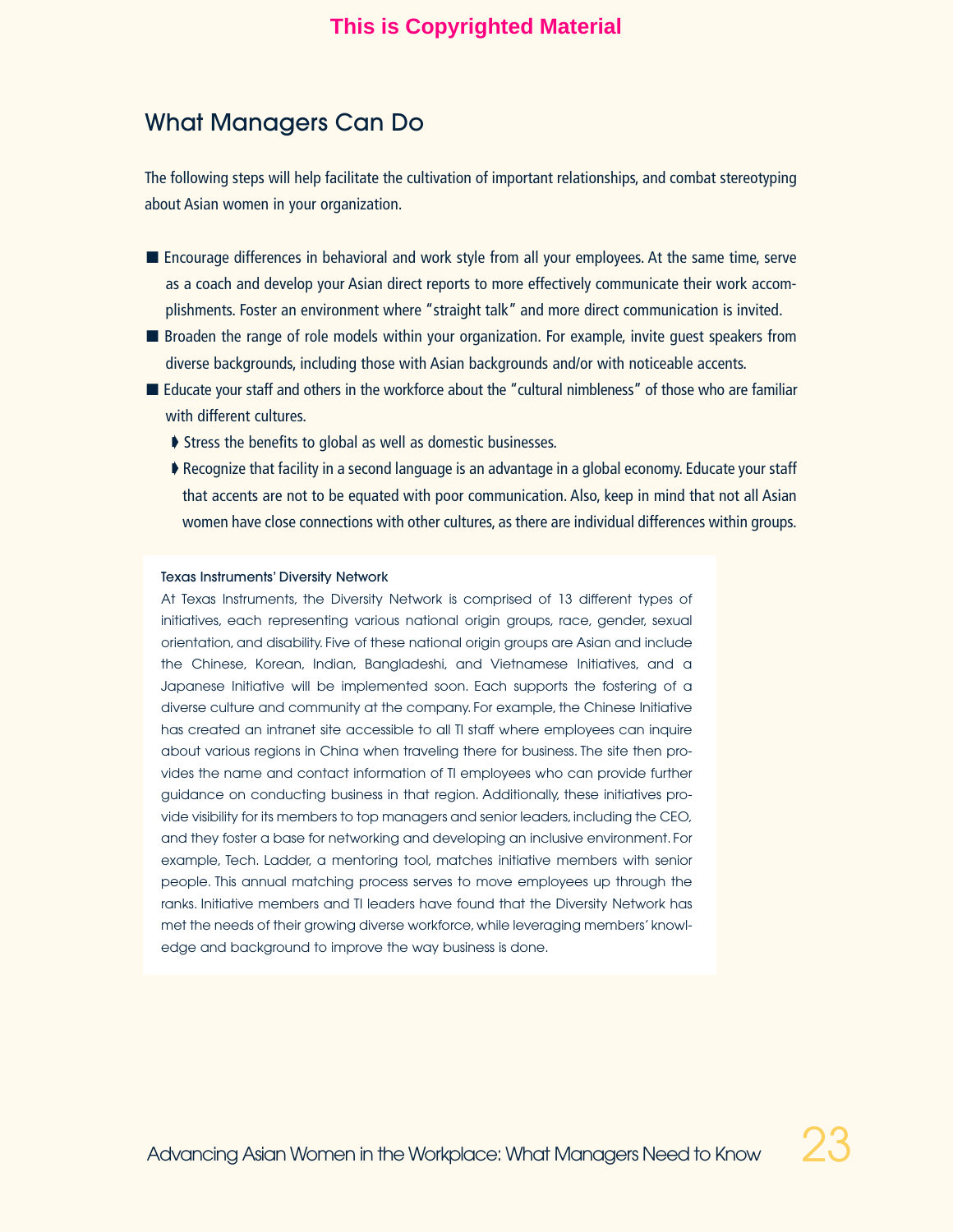## What Managers Can Do

The following steps will help facilitate the cultivation of important relationships, and combat stereotyping about Asian women in your organization.

- Encourage differences in behavioral and work style from all your employees. At the same time, serve as a coach and develop your Asian direct reports to more effectively communicate their work accomplishments. Foster an environment where "straight talk" and more direct communication is invited.
- Broaden the range of role models within your organization. For example, invite guest speakers from diverse backgrounds, including those with Asian backgrounds and/or with noticeable accents.
- Educate your staff and others in the workforce about the "cultural nimbleness" of those who are familiar with different cultures.
  - Stress the benefits to global as well as domestic businesses.
  - Recognize that facility in a second language is an advantage in a global economy. Educate your staff that accents are not to be equated with poor communication. Also, keep in mind that not all Asian women have close connections with other cultures, as there are individual differences within groups.

### Texas Instruments' Diversity Network

At Texas Instruments, the Diversity Network is comprised of 13 different types of initiatives, each representing various national origin groups, race, gender, sexual orientation, and disability. Five of these national origin groups are Asian and include the Chinese, Korean, Indian, Bangladeshi, and Vietnamese Initiatives, and a Japanese Initiative will be implemented soon. Each supports the fostering of a diverse culture and community at the company. For example, the Chinese Initiative has created an intranet site accessible to all TI staff where employees can inquire about various regions in China when traveling there for business. The site then provides the name and contact information of TI employees who can provide further guidance on conducting business in that region. Additionally, these initiatives provide visibility for its members to top managers and senior leaders, including the CEO, and they foster a base for networking and developing an inclusive environment. For example, Tech. Ladder, a mentoring tool, matches initiative members with senior people. This annual matching process serves to move employees up through the ranks. Initiative members and TI leaders have found that the Diversity Network has met the needs of their growing diverse workforce, while leveraging members' knowledge and background to improve the way business is done.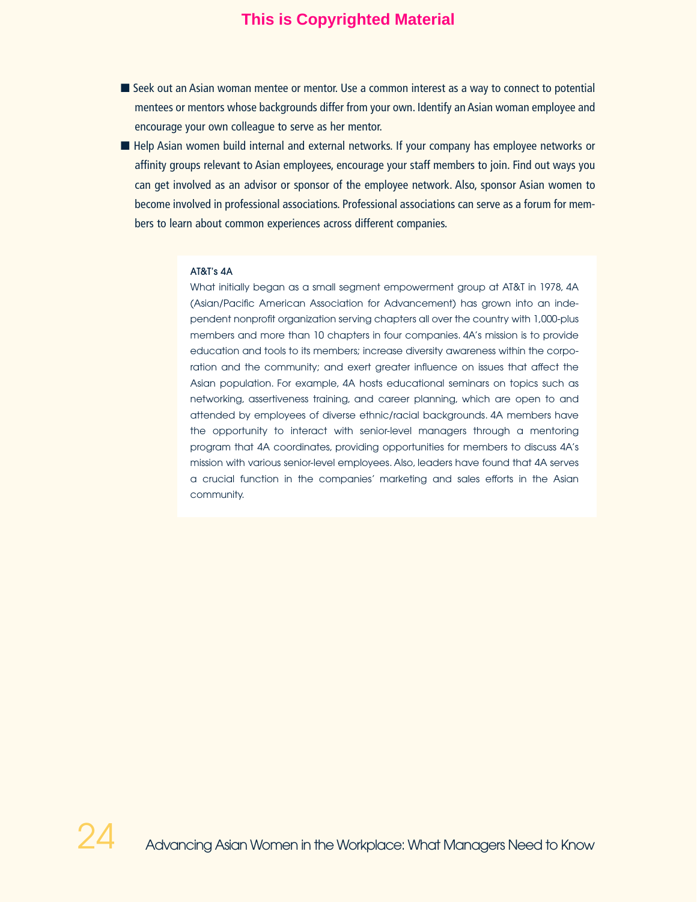- Seek out an Asian woman mentee or mentor. Use a common interest as a way to connect to potential mentees or mentors whose backgrounds differ from your own. Identify an Asian woman employee and encourage your own colleague to serve as her mentor.
- Help Asian women build internal and external networks. If your company has employee networks or affinity groups relevant to Asian employees, encourage your staff members to join. Find out ways you can get involved as an advisor or sponsor of the employee network. Also, sponsor Asian women to become involved in professional associations. Professional associations can serve as a forum for members to learn about common experiences across different companies.

**AT&T's 4A**

What initially began as a small segment empowerment group at AT&T in 1978, 4A (Asian/Pacific American Association for Advancement) has grown into an independent nonprofit organization serving chapters all over the country with 1,000-plus members and more than 10 chapters in four companies. 4A's mission is to provide education and tools to its members; increase diversity awareness within the corporation and the community; and exert greater influence on issues that affect the Asian population. For example, 4A hosts educational seminars on topics such as networking, assertiveness training, and career planning, which are open to and attended by employees of diverse ethnic/racial backgrounds. 4A members have the opportunity to interact with senior-level managers through a mentoring program that 4A coordinates, providing opportunities for members to discuss 4A's mission with various senior-level employees. Also, leaders have found that 4A serves a crucial function in the companies' marketing and sales efforts in the Asian community.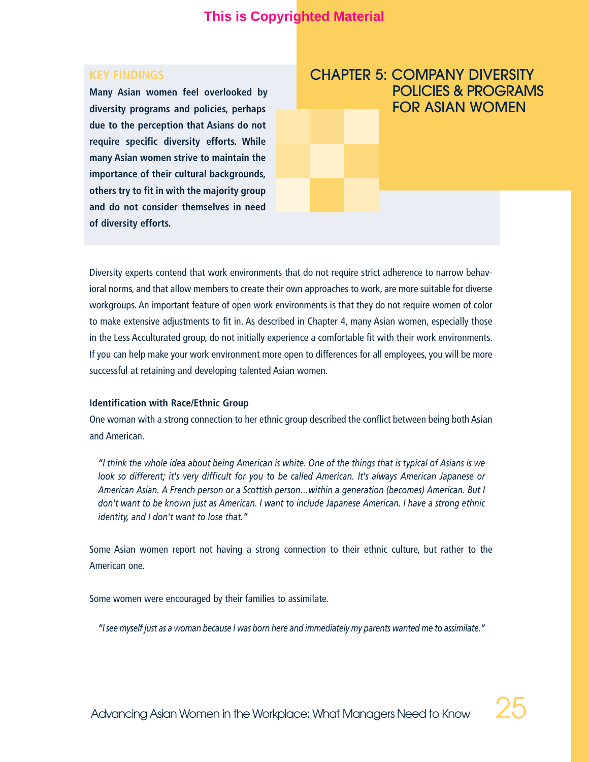# CHAPTER 5: COMPANY DIVERSITY POLICIES & PROGRAMS FOR ASIAN WOMEN

**KEY FINDINGS**

**Many Asian women feel overlooked by diversity programs and policies, perhaps due to the perception that Asians do not require specific diversity efforts. While many Asian women strive to maintain the importance of their cultural backgrounds, others try to fit in with the majority group and do not consider themselves in need of diversity efforts.**

Diversity experts contend that work environments that do not require strict adherence to narrow behavioral norms, and that allow members to create their own approaches to work, are more suitable for diverse workgroups. An important feature of open work environments is that they do not require women of color to make extensive adjustments to fit in. As described in Chapter 4, many Asian women, especially those in the Less Acculturated group, do not initially experience a comfortable fit with their work environments. If you can help make your work environment more open to differences for all employees, you will be more successful at retaining and developing talented Asian women.

### Identification with Race/Ethnic Group

One woman with a strong connection to her ethnic group described the conflict between being both Asian and American.

> *"I think the whole idea about being American is white. One of the things that is typical of Asians is we look so different; it's very difficult for you to be called American. It's always American Japanese or American Asian. A French person or a Scottish person…within a generation (becomes) American. But I don't want to be known just as American. I want to include Japanese American. I have a strong ethnic identity, and I don't want to lose that."*

Some Asian women report not having a strong connection to their ethnic culture, but rather to the American one.

Some women were encouraged by their families to assimilate.

> *"I see myself just as a woman because I was born here and immediately my parents wanted me to assimilate."*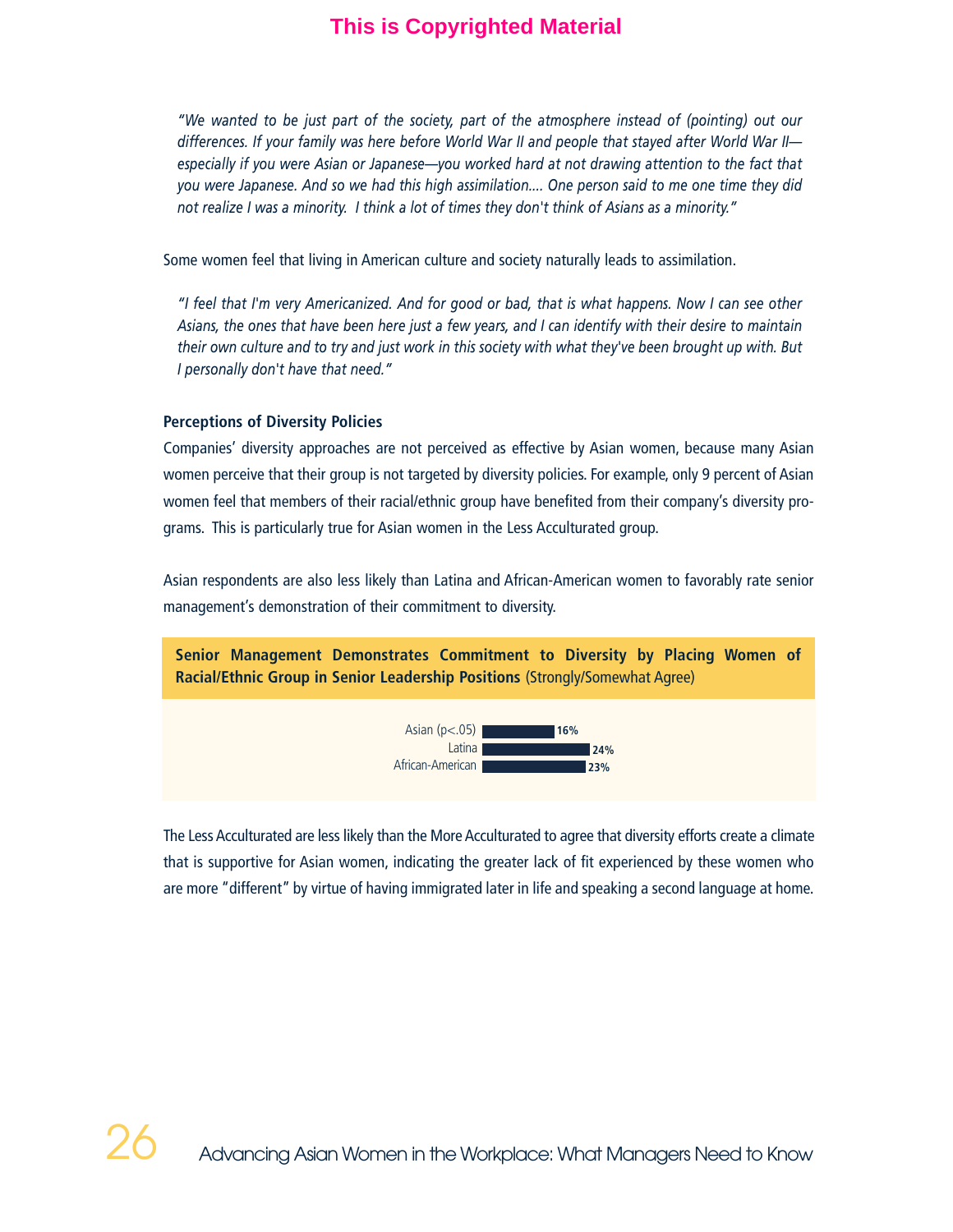*"We wanted to be just part of the society, part of the atmosphere instead of (pointing) out our differences. If your family was here before World War II and people that stayed after World War II—especially if you were Asian or Japanese—you worked hard at not drawing attention to the fact that you were Japanese. And so we had this high assimilation.... One person said to me one time they did not realize I was a minority. I think a lot of times they don't think of Asians as a minority."*

Some women feel that living in American culture and society naturally leads to assimilation.

*"I feel that I'm very Americanized. And for good or bad, that is what happens. Now I can see other Asians, the ones that have been here just a few years, and I can identify with their desire to maintain their own culture and to try and just work in this society with what they've been brought up with. But I personally don't have that need."*

### Perceptions of Diversity Policies

Companies' diversity approaches are not perceived as effective by Asian women, because many Asian women perceive that their group is not targeted by diversity policies. For example, only 9 percent of Asian women feel that members of their racial/ethnic group have benefited from their company's diversity programs. This is particularly true for Asian women in the Less Acculturated group.

Asian respondents are also less likely than Latina and African-American women to favorably rate senior management's demonstration of their commitment to diversity.

**Senior Management Demonstrates Commitment to Diversity by Placing Women of Racial/Ethnic Group in Senior Leadership Positions** (Strongly/Somewhat Agree)

| Group | Percent |
| --- | --- |
| Asian ($p<.05$) | 16% |
| Latina | 24% |
| African-American | 23% |

The Less Acculturated are less likely than the More Acculturated to agree that diversity efforts create a climate that is supportive for Asian women, indicating the greater lack of fit experienced by these women who are more "different" by virtue of having immigrated later in life and speaking a second language at home.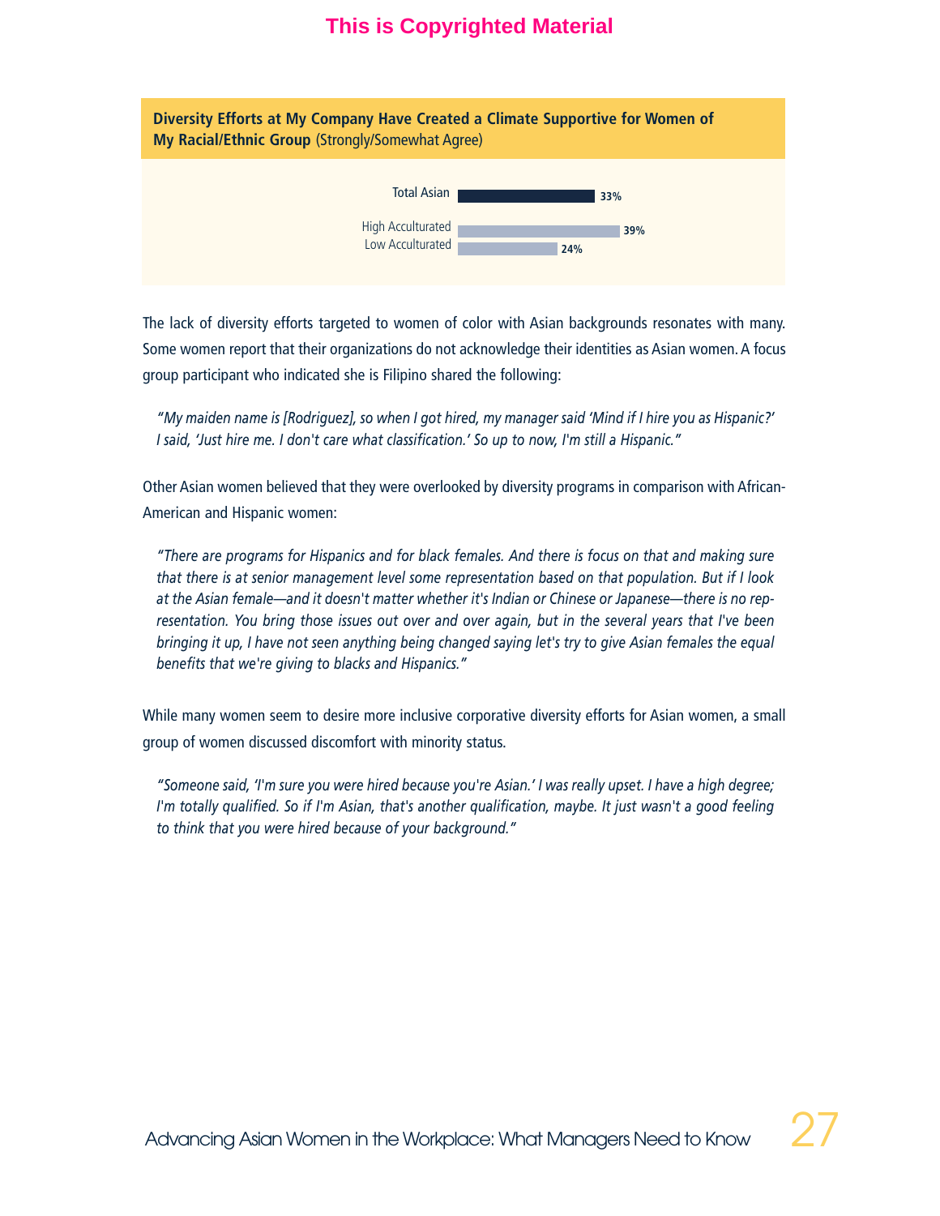**Diversity Efforts at My Company Have Created a Climate Supportive for Women of My Racial/Ethnic Group** (Strongly/Somewhat Agree)

| | |
|---|---|
| Total Asian | 33% |
| High Acculturated | 39% |
| Low Acculturated | 24% |

The lack of diversity efforts targeted to women of color with Asian backgrounds resonates with many. Some women report that their organizations do not acknowledge their identities as Asian women. A focus group participant who indicated she is Filipino shared the following:

> *"My maiden name is [Rodriguez], so when I got hired, my manager said 'Mind if I hire you as Hispanic?' I said, 'Just hire me. I don't care what classification.' So up to now, I'm still a Hispanic."*

Other Asian women believed that they were overlooked by diversity programs in comparison with African-American and Hispanic women:

> *"There are programs for Hispanics and for black females. And there is focus on that and making sure that there is at senior management level some representation based on that population. But if I look at the Asian female—and it doesn't matter whether it's Indian or Chinese or Japanese—there is no representation. You bring those issues out over and over again, but in the several years that I've been bringing it up, I have not seen anything being changed saying let's try to give Asian females the equal benefits that we're giving to blacks and Hispanics."*

While many women seem to desire more inclusive corporative diversity efforts for Asian women, a small group of women discussed discomfort with minority status.

> *"Someone said, 'I'm sure you were hired because you're Asian.' I was really upset. I have a high degree; I'm totally qualified. So if I'm Asian, that's another qualification, maybe. It just wasn't a good feeling to think that you were hired because of your background."*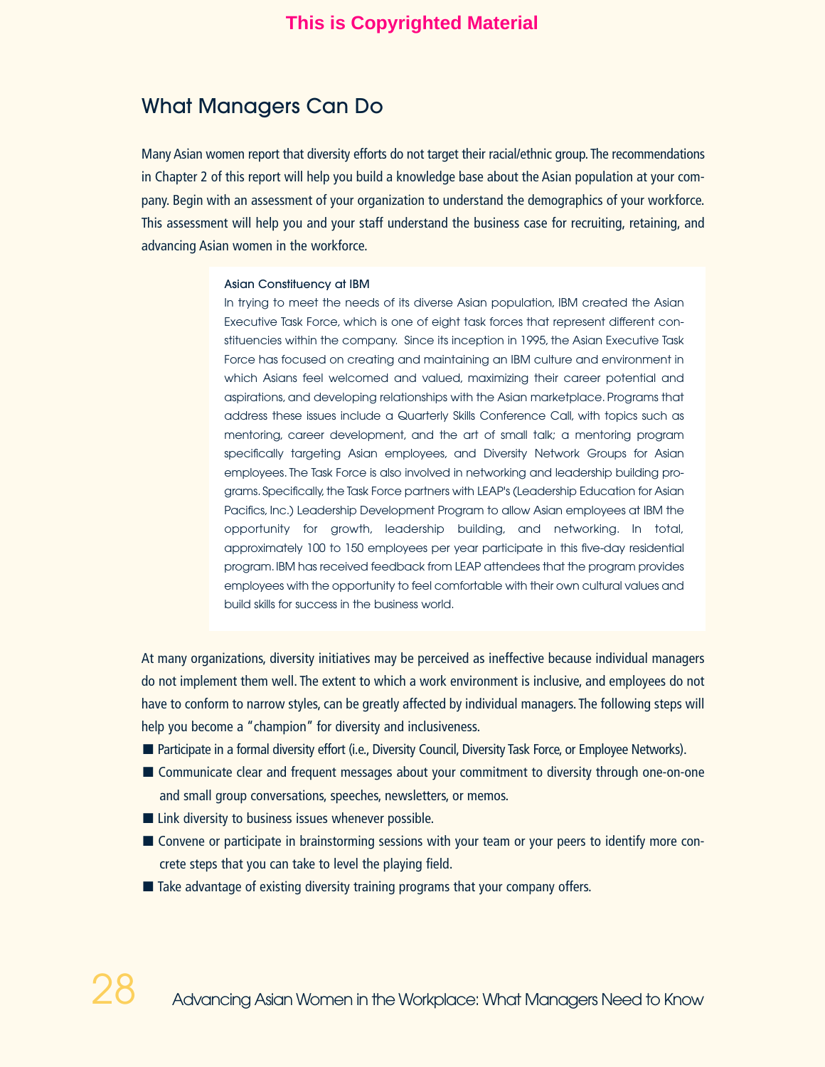## What Managers Can Do

Many Asian women report that diversity efforts do not target their racial/ethnic group. The recommendations in Chapter 2 of this report will help you build a knowledge base about the Asian population at your company. Begin with an assessment of your organization to understand the demographics of your workforce. This assessment will help you and your staff understand the business case for recruiting, retaining, and advancing Asian women in the workforce.

> **Asian Constituency at IBM**
>
> In trying to meet the needs of its diverse Asian population, IBM created the Asian Executive Task Force, which is one of eight task forces that represent different constituencies within the company. Since its inception in 1995, the Asian Executive Task Force has focused on creating and maintaining an IBM culture and environment in which Asians feel welcomed and valued, maximizing their career potential and aspirations, and developing relationships with the Asian marketplace. Programs that address these issues include a Quarterly Skills Conference Call, with topics such as mentoring, career development, and the art of small talk; a mentoring program specifically targeting Asian employees, and Diversity Network Groups for Asian employees. The Task Force is also involved in networking and leadership building programs. Specifically, the Task Force partners with LEAP's (Leadership Education for Asian Pacifics, Inc.) Leadership Development Program to allow Asian employees at IBM the opportunity for growth, leadership building, and networking. In total, approximately 100 to 150 employees per year participate in this five-day residential program. IBM has received feedback from LEAP attendees that the program provides employees with the opportunity to feel comfortable with their own cultural values and build skills for success in the business world.

At many organizations, diversity initiatives may be perceived as ineffective because individual managers do not implement them well. The extent to which a work environment is inclusive, and employees do not have to conform to narrow styles, can be greatly affected by individual managers. The following steps will help you become a "champion" for diversity and inclusiveness.

- Participate in a formal diversity effort (i.e., Diversity Council, Diversity Task Force, or Employee Networks).
- Communicate clear and frequent messages about your commitment to diversity through one-on-one and small group conversations, speeches, newsletters, or memos.
- Link diversity to business issues whenever possible.
- Convene or participate in brainstorming sessions with your team or your peers to identify more concrete steps that you can take to level the playing field.
- Take advantage of existing diversity training programs that your company offers.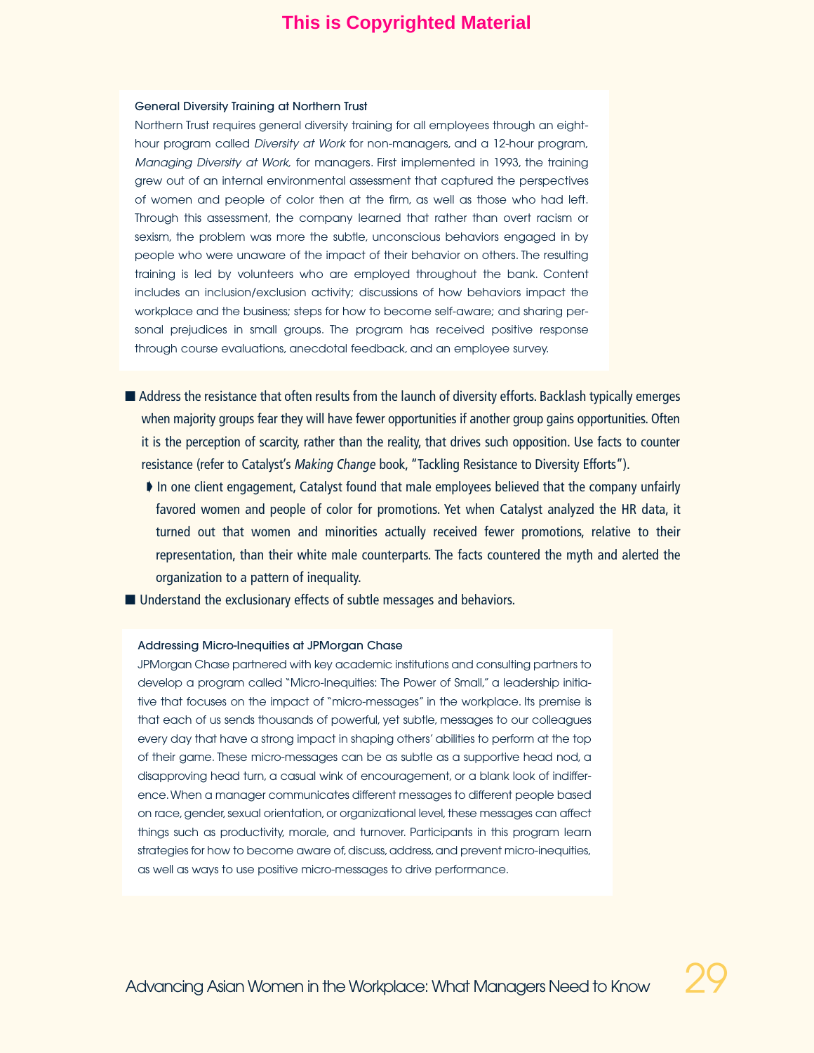### General Diversity Training at Northern Trust

Northern Trust requires general diversity training for all employees through an eight-hour program called *Diversity at Work* for non-managers, and a 12-hour program, *Managing Diversity at Work,* for managers. First implemented in 1993, the training grew out of an internal environmental assessment that captured the perspectives of women and people of color then at the firm, as well as those who had left. Through this assessment, the company learned that rather than overt racism or sexism, the problem was more the subtle, unconscious behaviors engaged in by people who were unaware of the impact of their behavior on others. The resulting training is led by volunteers who are employed throughout the bank. Content includes an inclusion/exclusion activity; discussions of how behaviors impact the workplace and the business; steps for how to become self-aware; and sharing personal prejudices in small groups. The program has received positive response through course evaluations, anecdotal feedback, and an employee survey.

- Address the resistance that often results from the launch of diversity efforts. Backlash typically emerges when majority groups fear they will have fewer opportunities if another group gains opportunities. Often it is the perception of scarcity, rather than the reality, that drives such opposition. Use facts to counter resistance (refer to Catalyst's *Making Change* book, "Tackling Resistance to Diversity Efforts").
  - In one client engagement, Catalyst found that male employees believed that the company unfairly favored women and people of color for promotions. Yet when Catalyst analyzed the HR data, it turned out that women and minorities actually received fewer promotions, relative to their representation, than their white male counterparts. The facts countered the myth and alerted the organization to a pattern of inequality.
- Understand the exclusionary effects of subtle messages and behaviors.

### Addressing Micro-Inequities at JPMorgan Chase

JPMorgan Chase partnered with key academic institutions and consulting partners to develop a program called "Micro-Inequities: The Power of Small," a leadership initiative that focuses on the impact of "micro-messages" in the workplace. Its premise is that each of us sends thousands of powerful, yet subtle, messages to our colleagues every day that have a strong impact in shaping others' abilities to perform at the top of their game. These micro-messages can be as subtle as a supportive head nod, a disapproving head turn, a casual wink of encouragement, or a blank look of indifference. When a manager communicates different messages to different people based on race, gender, sexual orientation, or organizational level, these messages can affect things such as productivity, morale, and turnover. Participants in this program learn strategies for how to become aware of, discuss, address, and prevent micro-inequities, as well as ways to use positive micro-messages to drive performance.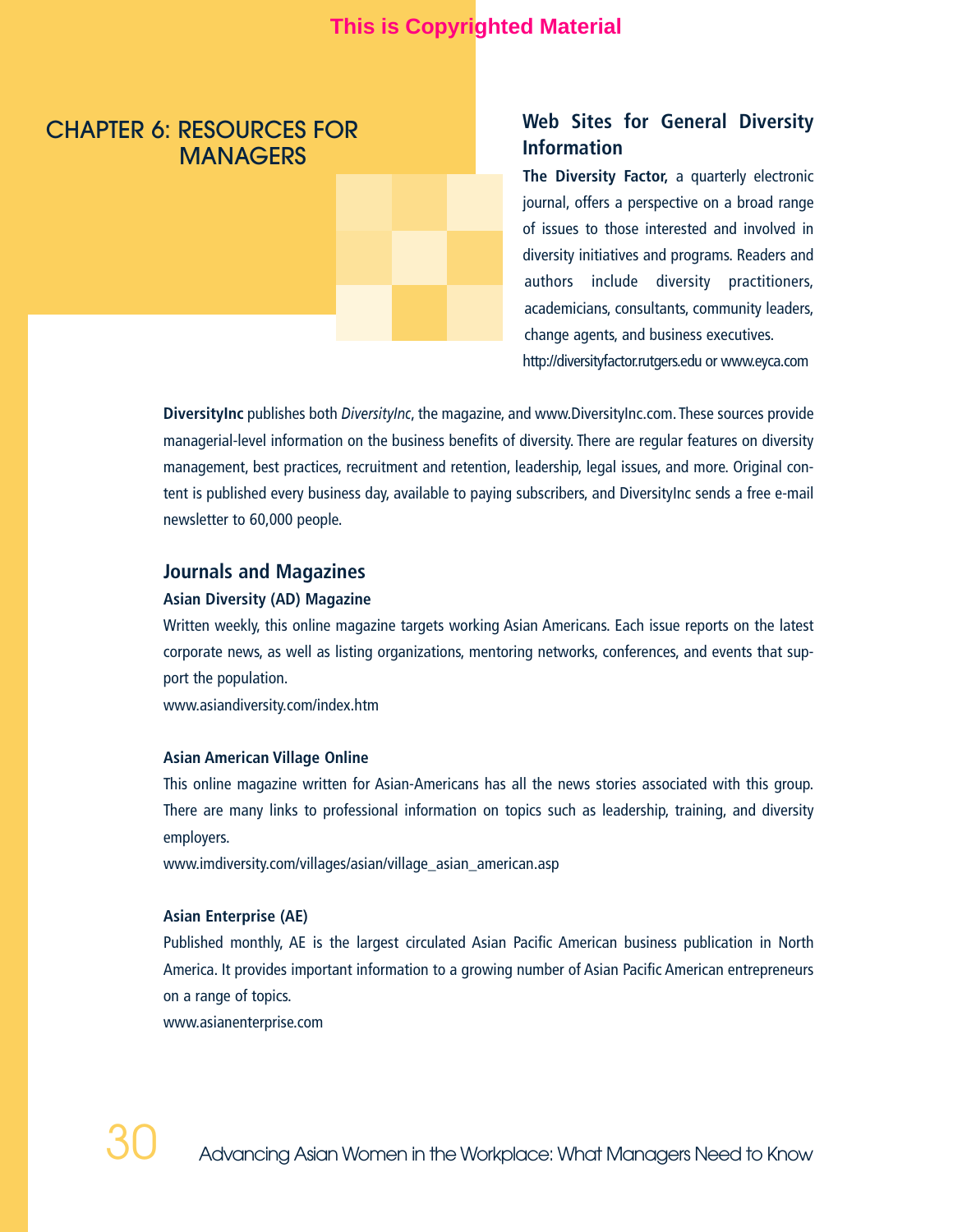# CHAPTER 6: RESOURCES FOR MANAGERS

## Web Sites for General Diversity Information

**The Diversity Factor,** a quarterly electronic journal, offers a perspective on a broad range of issues to those interested and involved in diversity initiatives and programs. Readers and authors include diversity practitioners, academicians, consultants, community leaders, change agents, and business executives.
http://diversityfactor.rutgers.edu or www.eyca.com

**DiversityInc** publishes both *DiversityInc*, the magazine, and www.DiversityInc.com. These sources provide managerial-level information on the business benefits of diversity. There are regular features on diversity management, best practices, recruitment and retention, leadership, legal issues, and more. Original content is published every business day, available to paying subscribers, and DiversityInc sends a free e-mail newsletter to 60,000 people.

## Journals and Magazines

### Asian Diversity (AD) Magazine

Written weekly, this online magazine targets working Asian Americans. Each issue reports on the latest corporate news, as well as listing organizations, mentoring networks, conferences, and events that support the population.
www.asiandiversity.com/index.htm

### Asian American Village Online

This online magazine written for Asian-Americans has all the news stories associated with this group. There are many links to professional information on topics such as leadership, training, and diversity employers.
www.imdiversity.com/villages/asian/village_asian_american.asp

### Asian Enterprise (AE)

Published monthly, AE is the largest circulated Asian Pacific American business publication in North America. It provides important information to a growing number of Asian Pacific American entrepreneurs on a range of topics.
www.asianenterprise.com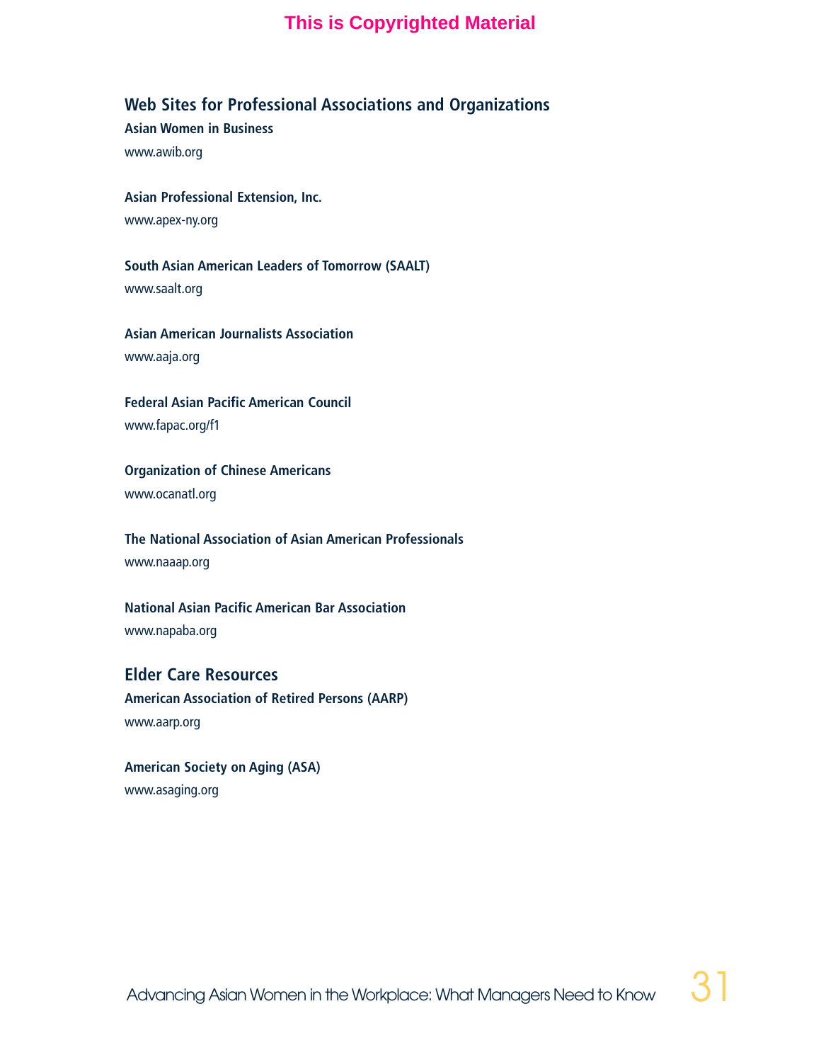## Web Sites for Professional Associations and Organizations

**Asian Women in Business**
www.awib.org

**Asian Professional Extension, Inc.**
www.apex-ny.org

**South Asian American Leaders of Tomorrow (SAALT)**
www.saalt.org

**Asian American Journalists Association**
www.aaja.org

**Federal Asian Pacific American Council**
www.fapac.org/f1

**Organization of Chinese Americans**
www.ocanatl.org

**The National Association of Asian American Professionals**
www.naaap.org

**National Asian Pacific American Bar Association**
www.napaba.org

## Elder Care Resources

**American Association of Retired Persons (AARP)**
www.aarp.org

**American Society on Aging (ASA)**
www.asaging.org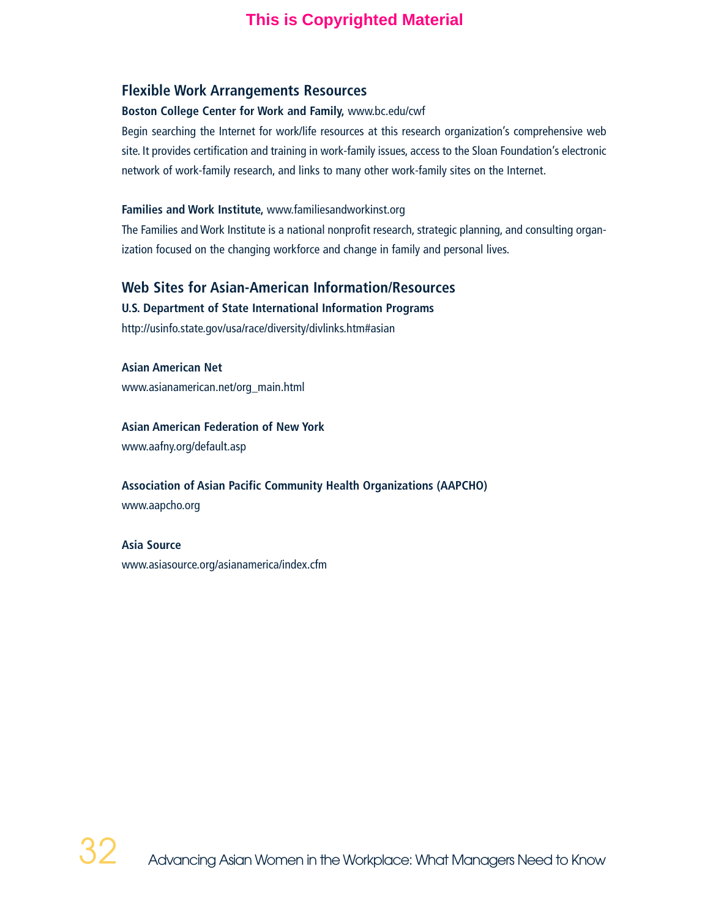## Flexible Work Arrangements Resources

**Boston College Center for Work and Family,** www.bc.edu/cwf

Begin searching the Internet for work/life resources at this research organization's comprehensive web site. It provides certification and training in work-family issues, access to the Sloan Foundation's electronic network of work-family research, and links to many other work-family sites on the Internet.

**Families and Work Institute,** www.familiesandworkinst.org

The Families and Work Institute is a national nonprofit research, strategic planning, and consulting organization focused on the changing workforce and change in family and personal lives.

## Web Sites for Asian-American Information/Resources

**U.S. Department of State International Information Programs**

http://usinfo.state.gov/usa/race/diversity/divlinks.htm#asian

**Asian American Net**

www.asianamerican.net/org_main.html

**Asian American Federation of New York**

www.aafny.org/default.asp

**Association of Asian Pacific Community Health Organizations (AAPCHO)**

www.aapcho.org

**Asia Source**

www.asiasource.org/asianamerica/index.cfm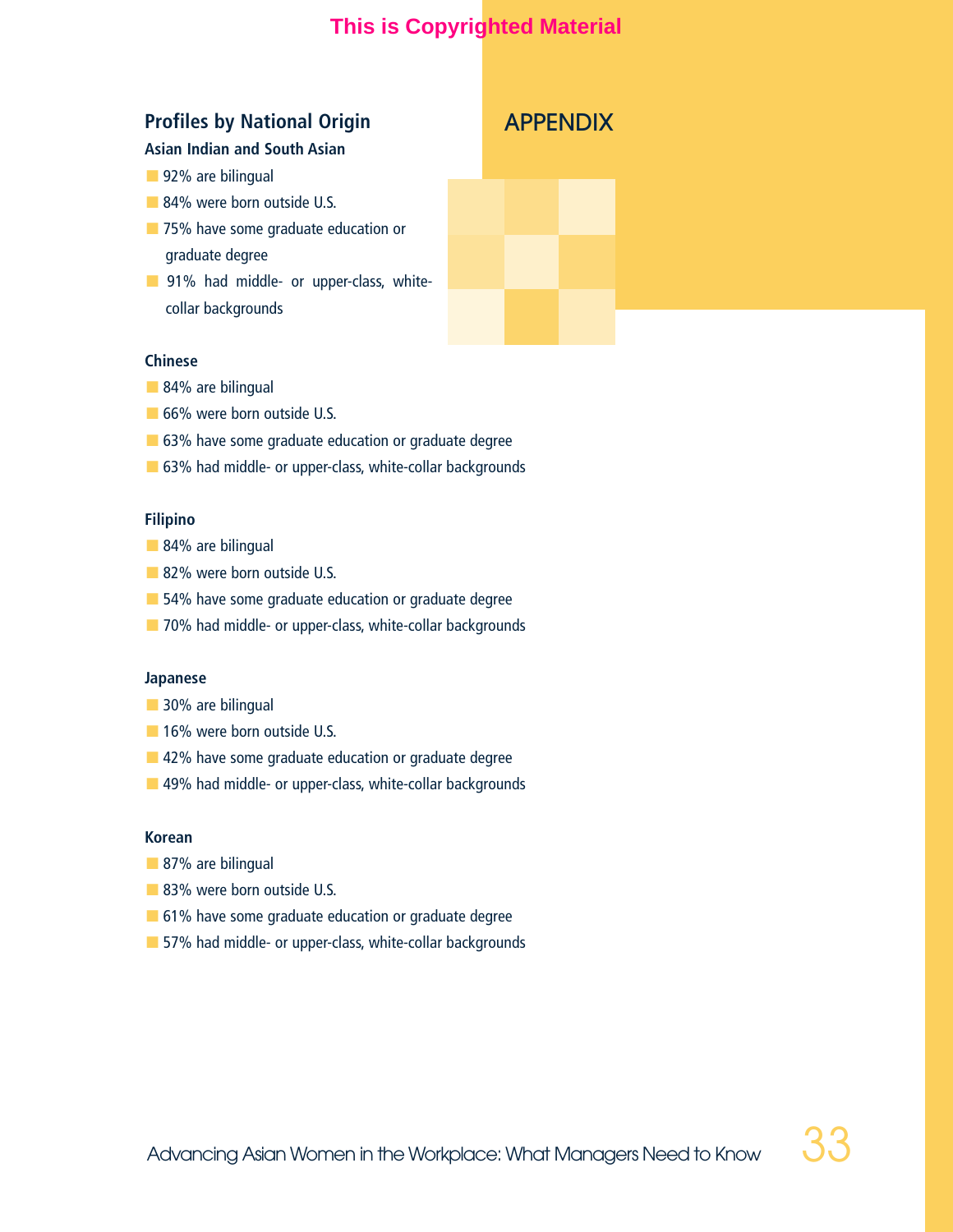# APPENDIX

## Profiles by National Origin

### Asian Indian and South Asian

- 92% are bilingual
- 84% were born outside U.S.
- 75% have some graduate education or graduate degree
- 91% had middle- or upper-class, white-collar backgrounds

### Chinese

- 84% are bilingual
- 66% were born outside U.S.
- 63% have some graduate education or graduate degree
- 63% had middle- or upper-class, white-collar backgrounds

### Filipino

- 84% are bilingual
- 82% were born outside U.S.
- 54% have some graduate education or graduate degree
- 70% had middle- or upper-class, white-collar backgrounds

### Japanese

- 30% are bilingual
- 16% were born outside U.S.
- 42% have some graduate education or graduate degree
- 49% had middle- or upper-class, white-collar backgrounds

### Korean

- 87% are bilingual
- 83% were born outside U.S.
- 61% have some graduate education or graduate degree
- 57% had middle- or upper-class, white-collar backgrounds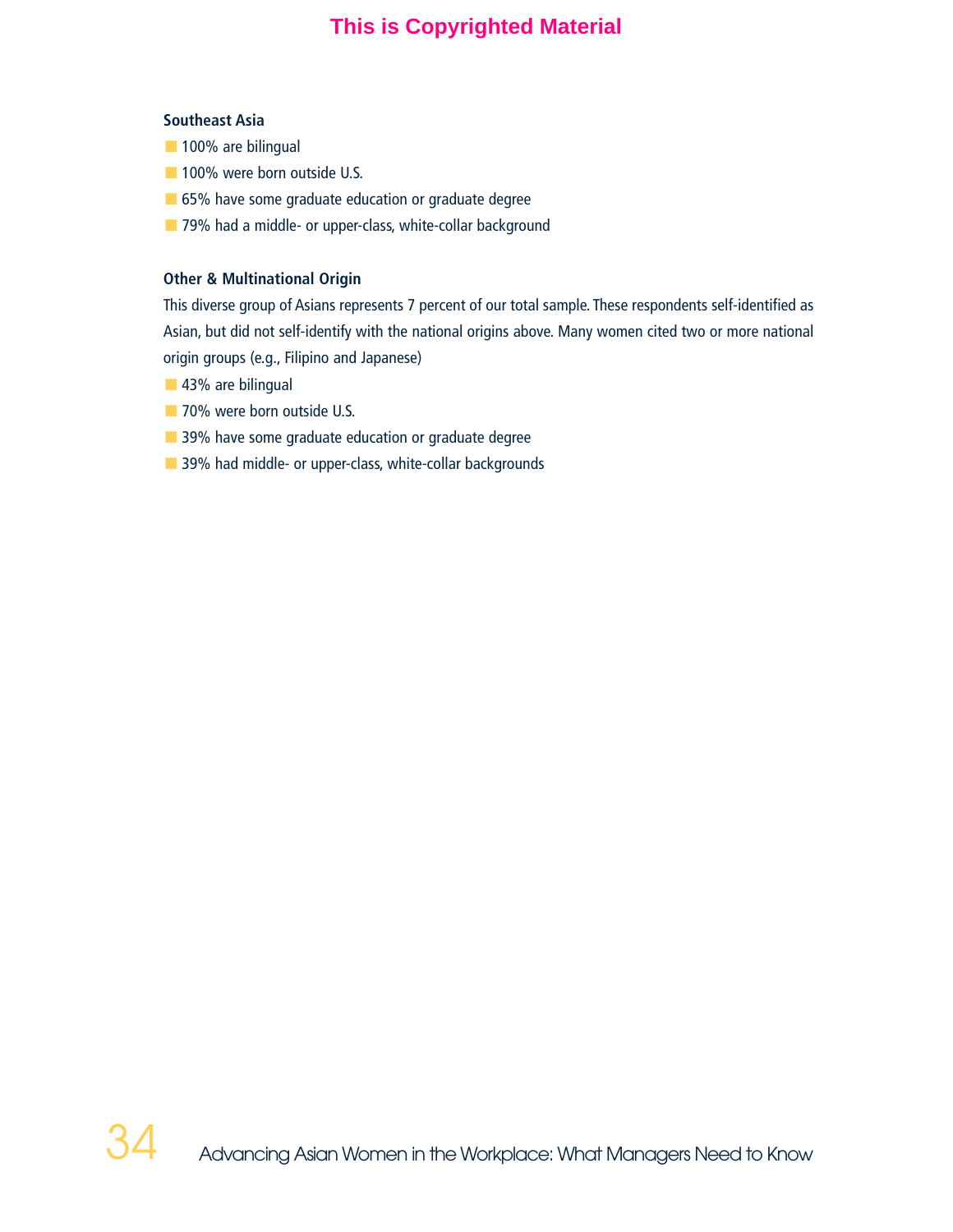**Southeast Asia**

- 100% are bilingual
- 100% were born outside U.S.
- 65% have some graduate education or graduate degree
- 79% had a middle- or upper-class, white-collar background

**Other & Multinational Origin**

This diverse group of Asians represents 7 percent of our total sample. These respondents self-identified as Asian, but did not self-identify with the national origins above. Many women cited two or more national origin groups (e.g., Filipino and Japanese)

- 43% are bilingual
- 70% were born outside U.S.
- 39% have some graduate education or graduate degree
- 39% had middle- or upper-class, white-collar backgrounds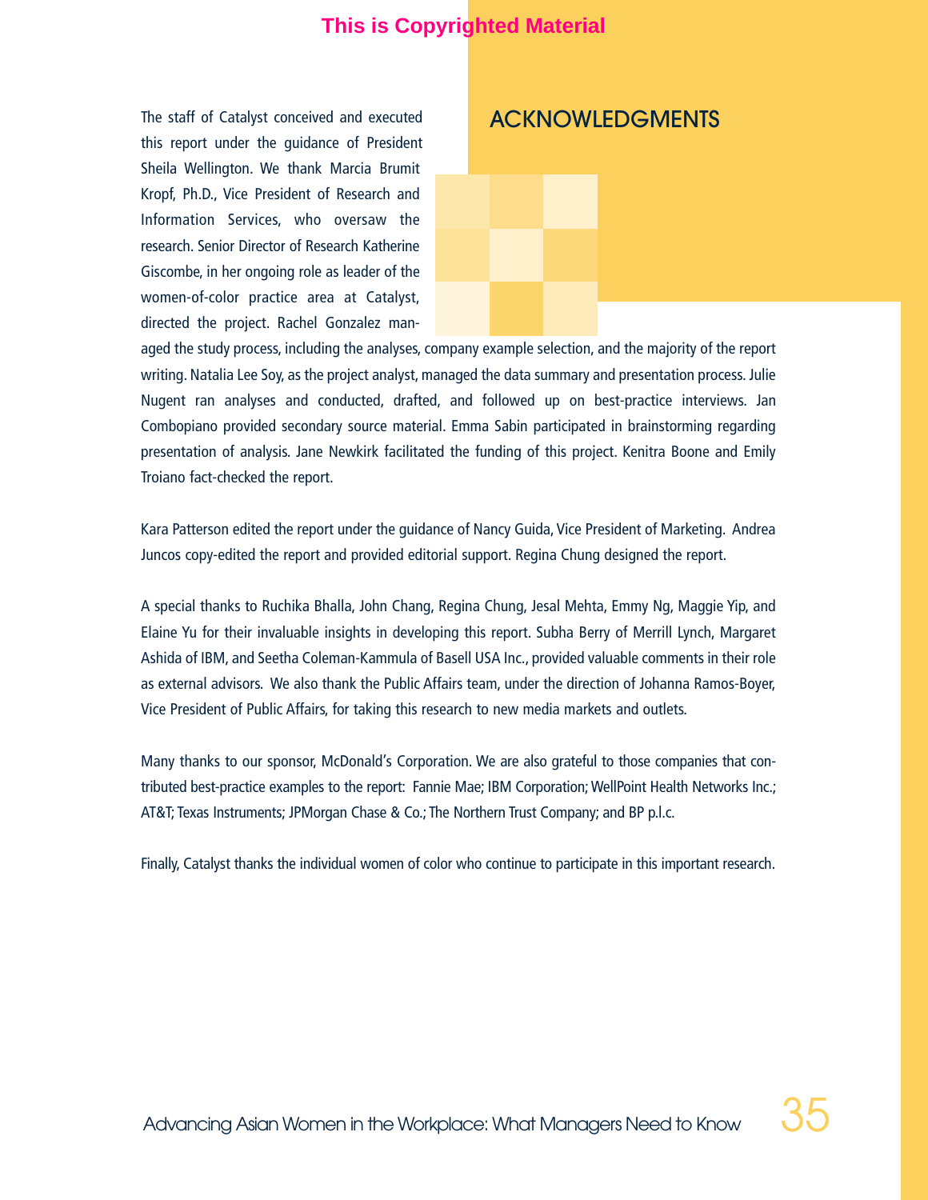## ACKNOWLEDGMENTS

The staff of Catalyst conceived and executed this report under the guidance of President Sheila Wellington. We thank Marcia Brumit Kropf, Ph.D., Vice President of Research and Information Services, who oversaw the research. Senior Director of Research Katherine Giscombe, in her ongoing role as leader of the women-of-color practice area at Catalyst, directed the project. Rachel Gonzalez managed the study process, including the analyses, company example selection, and the majority of the report writing. Natalia Lee Soy, as the project analyst, managed the data summary and presentation process. Julie Nugent ran analyses and conducted, drafted, and followed up on best-practice interviews. Jan Combopiano provided secondary source material. Emma Sabin participated in brainstorming regarding presentation of analysis. Jane Newkirk facilitated the funding of this project. Kenitra Boone and Emily Troiano fact-checked the report.

Kara Patterson edited the report under the guidance of Nancy Guida, Vice President of Marketing. Andrea Juncos copy-edited the report and provided editorial support. Regina Chung designed the report.

A special thanks to Ruchika Bhalla, John Chang, Regina Chung, Jesal Mehta, Emmy Ng, Maggie Yip, and Elaine Yu for their invaluable insights in developing this report. Subha Berry of Merrill Lynch, Margaret Ashida of IBM, and Seetha Coleman-Kammula of Basell USA Inc., provided valuable comments in their role as external advisors. We also thank the Public Affairs team, under the direction of Johanna Ramos-Boyer, Vice President of Public Affairs, for taking this research to new media markets and outlets.

Many thanks to our sponsor, McDonald's Corporation. We are also grateful to those companies that contributed best-practice examples to the report: Fannie Mae; IBM Corporation; WellPoint Health Networks Inc.; AT&T; Texas Instruments; JPMorgan Chase & Co.; The Northern Trust Company; and BP p.l.c.

Finally, Catalyst thanks the individual women of color who continue to participate in this important research.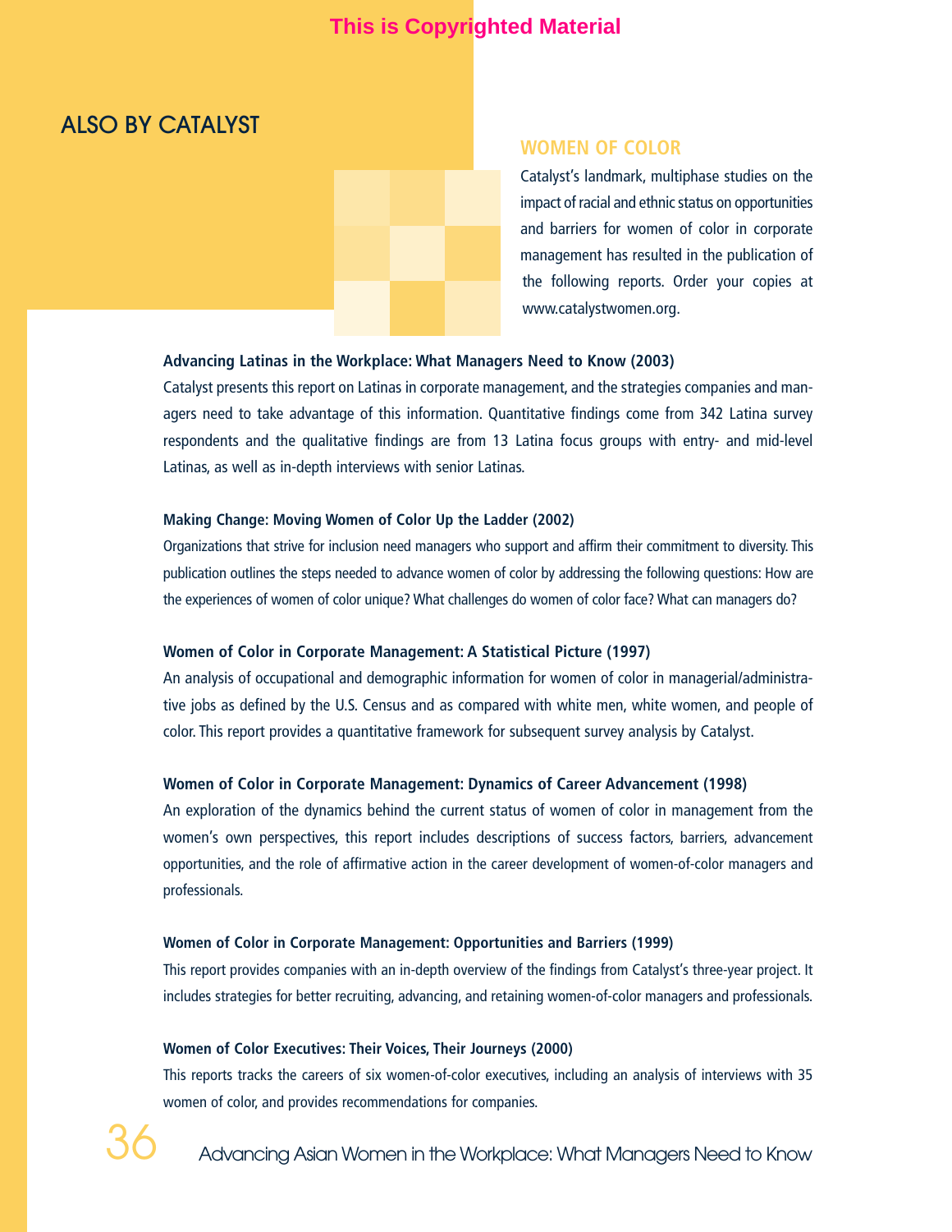This is Copyrighted Material

# ALSO BY CATALYST

## WOMEN OF COLOR

Catalyst's landmark, multiphase studies on the impact of racial and ethnic status on opportunities and barriers for women of color in corporate management has resulted in the publication of the following reports. Order your copies at www.catalystwomen.org.

**Advancing Latinas in the Workplace: What Managers Need to Know (2003)**
Catalyst presents this report on Latinas in corporate management, and the strategies companies and managers need to take advantage of this information. Quantitative findings come from 342 Latina survey respondents and the qualitative findings are from 13 Latina focus groups with entry- and mid-level Latinas, as well as in-depth interviews with senior Latinas.

**Making Change: Moving Women of Color Up the Ladder (2002)**
Organizations that strive for inclusion need managers who support and affirm their commitment to diversity. This publication outlines the steps needed to advance women of color by addressing the following questions: How are the experiences of women of color unique? What challenges do women of color face? What can managers do?

**Women of Color in Corporate Management: A Statistical Picture (1997)**
An analysis of occupational and demographic information for women of color in managerial/administrative jobs as defined by the U.S. Census and as compared with white men, white women, and people of color. This report provides a quantitative framework for subsequent survey analysis by Catalyst.

**Women of Color in Corporate Management: Dynamics of Career Advancement (1998)**
An exploration of the dynamics behind the current status of women of color in management from the women's own perspectives, this report includes descriptions of success factors, barriers, advancement opportunities, and the role of affirmative action in the career development of women-of-color managers and professionals.

**Women of Color in Corporate Management: Opportunities and Barriers (1999)**
This report provides companies with an in-depth overview of the findings from Catalyst's three-year project. It includes strategies for better recruiting, advancing, and retaining women-of-color managers and professionals.

**Women of Color Executives: Their Voices, Their Journeys (2000)**
This reports tracks the careers of six women-of-color executives, including an analysis of interviews with 35 women of color, and provides recommendations for companies.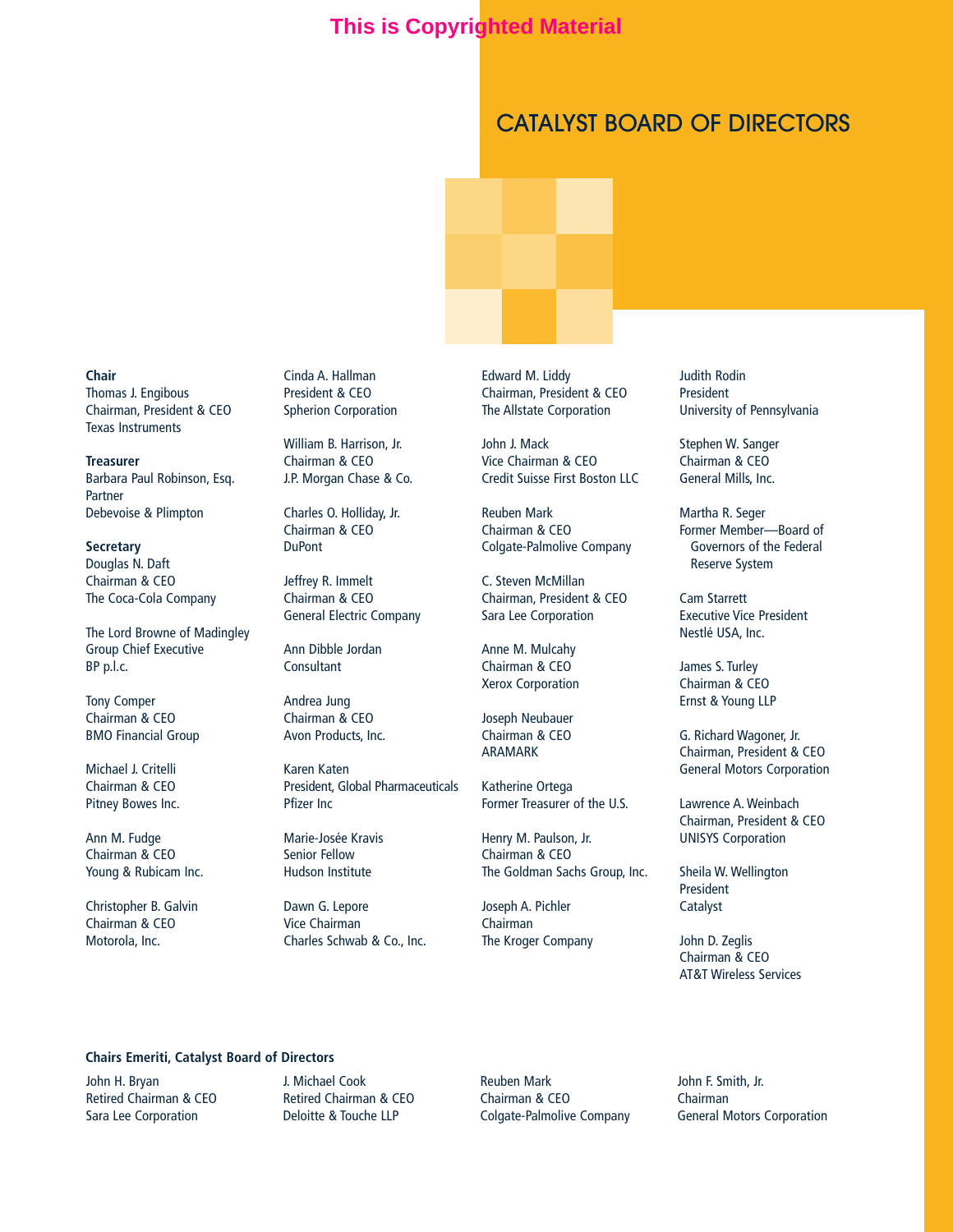# CATALYST BOARD OF DIRECTORS

**Chair**
Thomas J. Engibous
Chairman, President & CEO
Texas Instruments

**Treasurer**
Barbara Paul Robinson, Esq.
Partner
Debevoise & Plimpton

**Secretary**
Douglas N. Daft
Chairman & CEO
The Coca-Cola Company

The Lord Browne of Madingley
Group Chief Executive
BP p.l.c.

Tony Comper
Chairman & CEO
BMO Financial Group

Michael J. Critelli
Chairman & CEO
Pitney Bowes Inc.

Ann M. Fudge
Chairman & CEO
Young & Rubicam Inc.

Christopher B. Galvin
Chairman & CEO
Motorola, Inc.

Cinda A. Hallman
President & CEO
Spherion Corporation

William B. Harrison, Jr.
Chairman & CEO
J.P. Morgan Chase & Co.

Charles O. Holliday, Jr.
Chairman & CEO
DuPont

Jeffrey R. Immelt
Chairman & CEO
General Electric Company

Ann Dibble Jordan
Consultant

Andrea Jung
Chairman & CEO
Avon Products, Inc.

Karen Katen
President, Global Pharmaceuticals
Pfizer Inc

Marie-Josée Kravis
Senior Fellow
Hudson Institute

Dawn G. Lepore
Vice Chairman
Charles Schwab & Co., Inc.

Edward M. Liddy
Chairman, President & CEO
The Allstate Corporation

John J. Mack
Vice Chairman & CEO
Credit Suisse First Boston LLC

Reuben Mark
Chairman & CEO
Colgate-Palmolive Company

C. Steven McMillan
Chairman, President & CEO
Sara Lee Corporation

Anne M. Mulcahy
Chairman & CEO
Xerox Corporation

Joseph Neubauer
Chairman & CEO
ARAMARK

Katherine Ortega
Former Treasurer of the U.S.

Henry M. Paulson, Jr.
Chairman & CEO
The Goldman Sachs Group, Inc.

Joseph A. Pichler
Chairman
The Kroger Company

Judith Rodin
President
University of Pennsylvania

Stephen W. Sanger
Chairman & CEO
General Mills, Inc.

Martha R. Seger
Former Member—Board of Governors of the Federal Reserve System

Cam Starrett
Executive Vice President
Nestlé USA, Inc.

James S. Turley
Chairman & CEO
Ernst & Young LLP

G. Richard Wagoner, Jr.
Chairman, President & CEO
General Motors Corporation

Lawrence A. Weinbach
Chairman, President & CEO
UNISYS Corporation

Sheila W. Wellington
President
Catalyst

John D. Zeglis
Chairman & CEO
AT&T Wireless Services

**Chairs Emeriti, Catalyst Board of Directors**

John H. Bryan
Retired Chairman & CEO
Sara Lee Corporation

J. Michael Cook
Retired Chairman & CEO
Deloitte & Touche LLP

Reuben Mark
Chairman & CEO
Colgate-Palmolive Company

John F. Smith, Jr.
Chairman
General Motors Corporation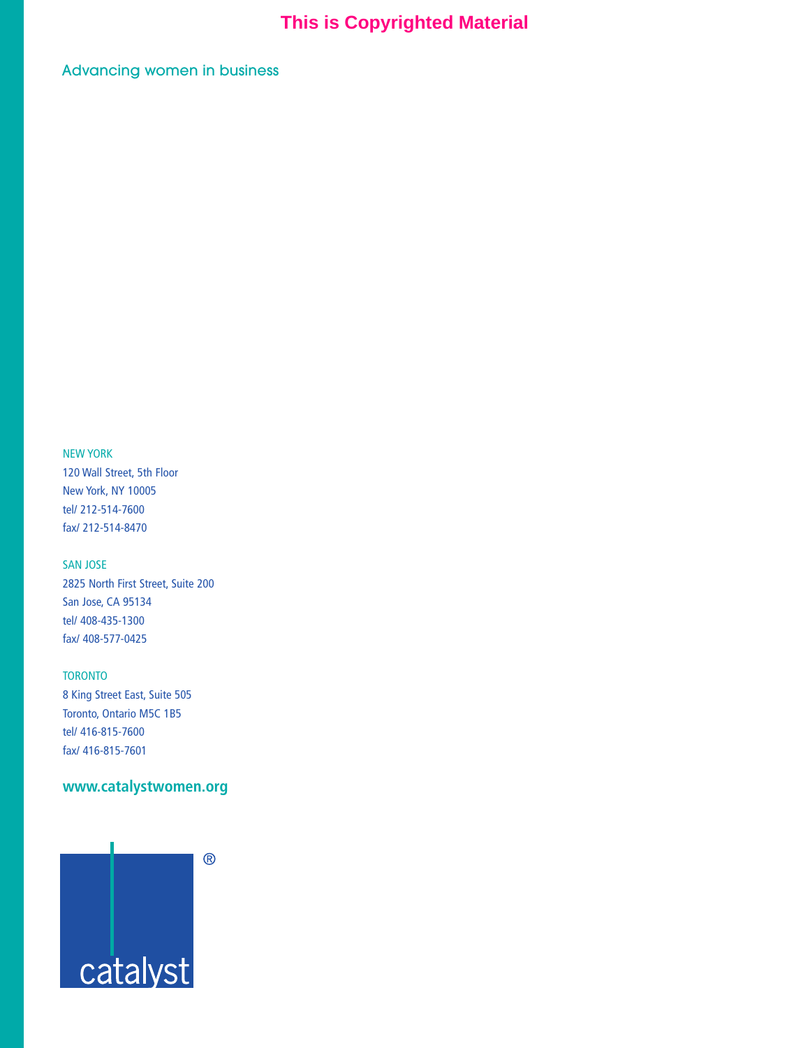This is Copyrighted Material

Advancing women in business

NEW YORK
120 Wall Street, 5th Floor
New York, NY 10005
tel/ 212-514-7600
fax/ 212-514-8470

SAN JOSE
2825 North First Street, Suite 200
San Jose, CA 95134
tel/ 408-435-1300
fax/ 408-577-0425

TORONTO
8 King Street East, Suite 505
Toronto, Ontario M5C 1B5
tel/ 416-815-7600
fax/ 416-815-7601

**www.catalystwomen.org**

catalyst®